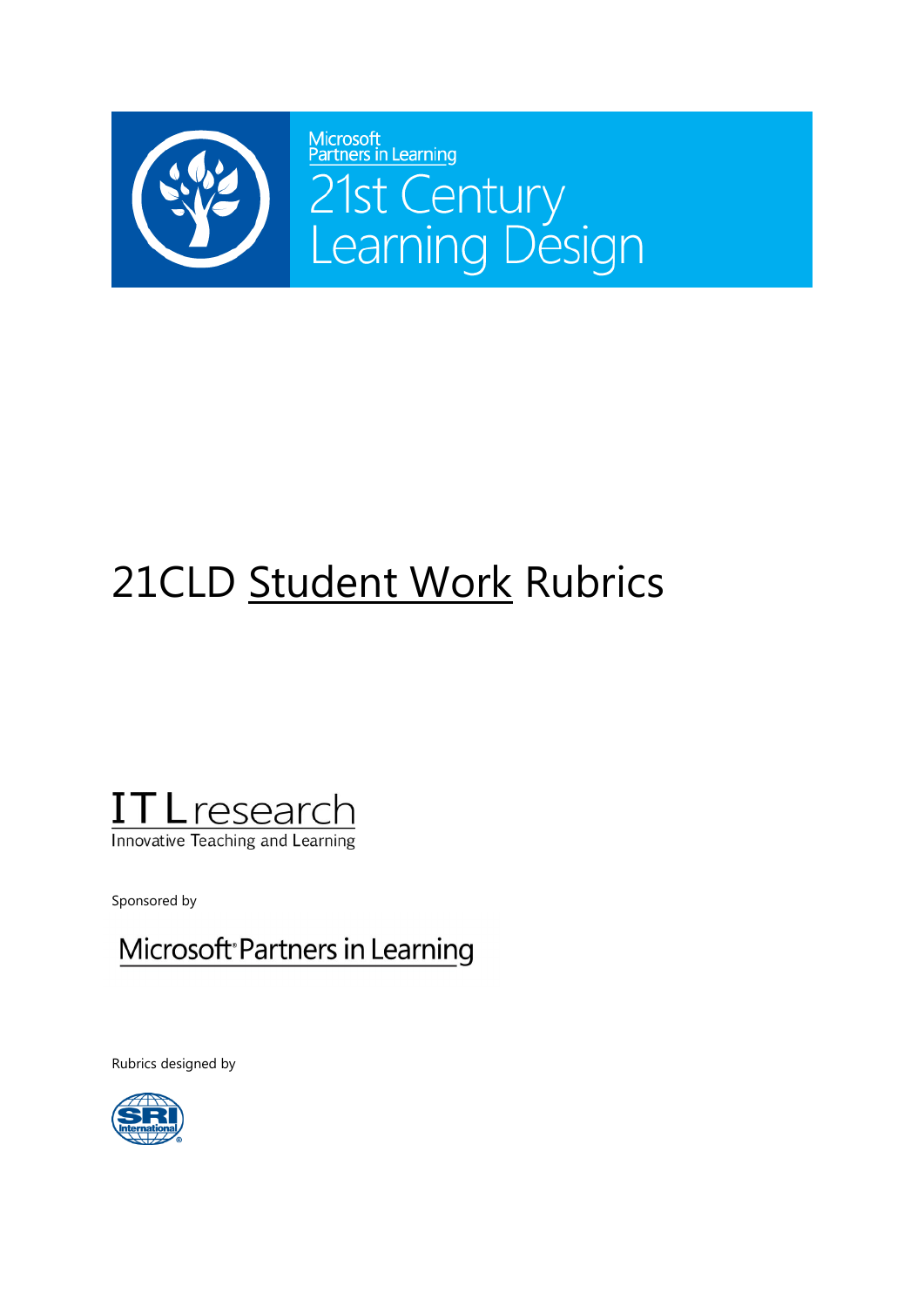Microsoft Partners in Learning

21st Century Learning Design

# 21CLD Student Work Rubrics

ITL research

Innovative Teaching and Learning

Sponsored by

Microsoft® Partners in Learning

Rubrics designed by

SRI International®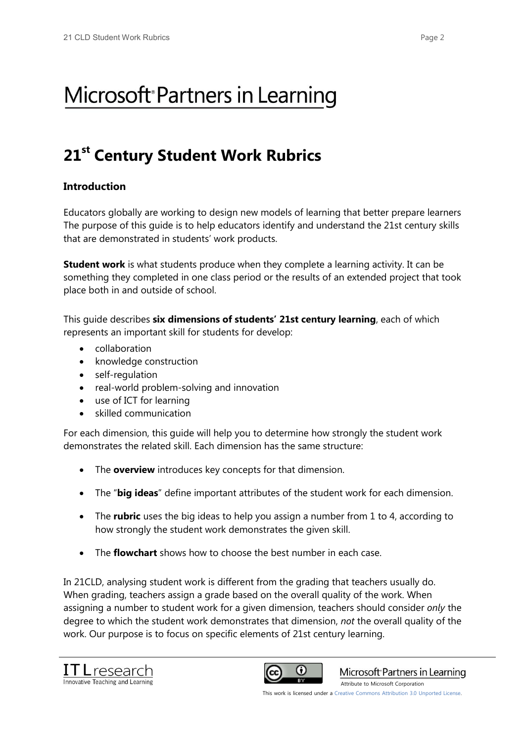# Microsoft® Partners in Learning

## 21st Century Student Work Rubrics

### Introduction

Educators globally are working to design new models of learning that better prepare learners The purpose of this guide is to help educators identify and understand the 21st century skills that are demonstrated in students' work products.

**Student work** is what students produce when they complete a learning activity. It can be something they completed in one class period or the results of an extended project that took place both in and outside of school.

This guide describes **six dimensions of students' 21st century learning**, each of which represents an important skill for students for develop:

- collaboration
- knowledge construction
- self-regulation
- real-world problem-solving and innovation
- use of ICT for learning
- skilled communication

For each dimension, this guide will help you to determine how strongly the student work demonstrates the related skill. Each dimension has the same structure:

- The **overview** introduces key concepts for that dimension.
- The "**big ideas**" define important attributes of the student work for each dimension.
- The **rubric** uses the big ideas to help you assign a number from 1 to 4, according to how strongly the student work demonstrates the given skill.
- The **flowchart** shows how to choose the best number in each case.

In 21CLD, analysing student work is different from the grading that teachers usually do. When grading, teachers assign a grade based on the overall quality of the work. When assigning a number to student work for a given dimension, teachers should consider *only* the degree to which the student work demonstrates that dimension, *not* the overall quality of the work. Our purpose is to focus on specific elements of 21st century learning.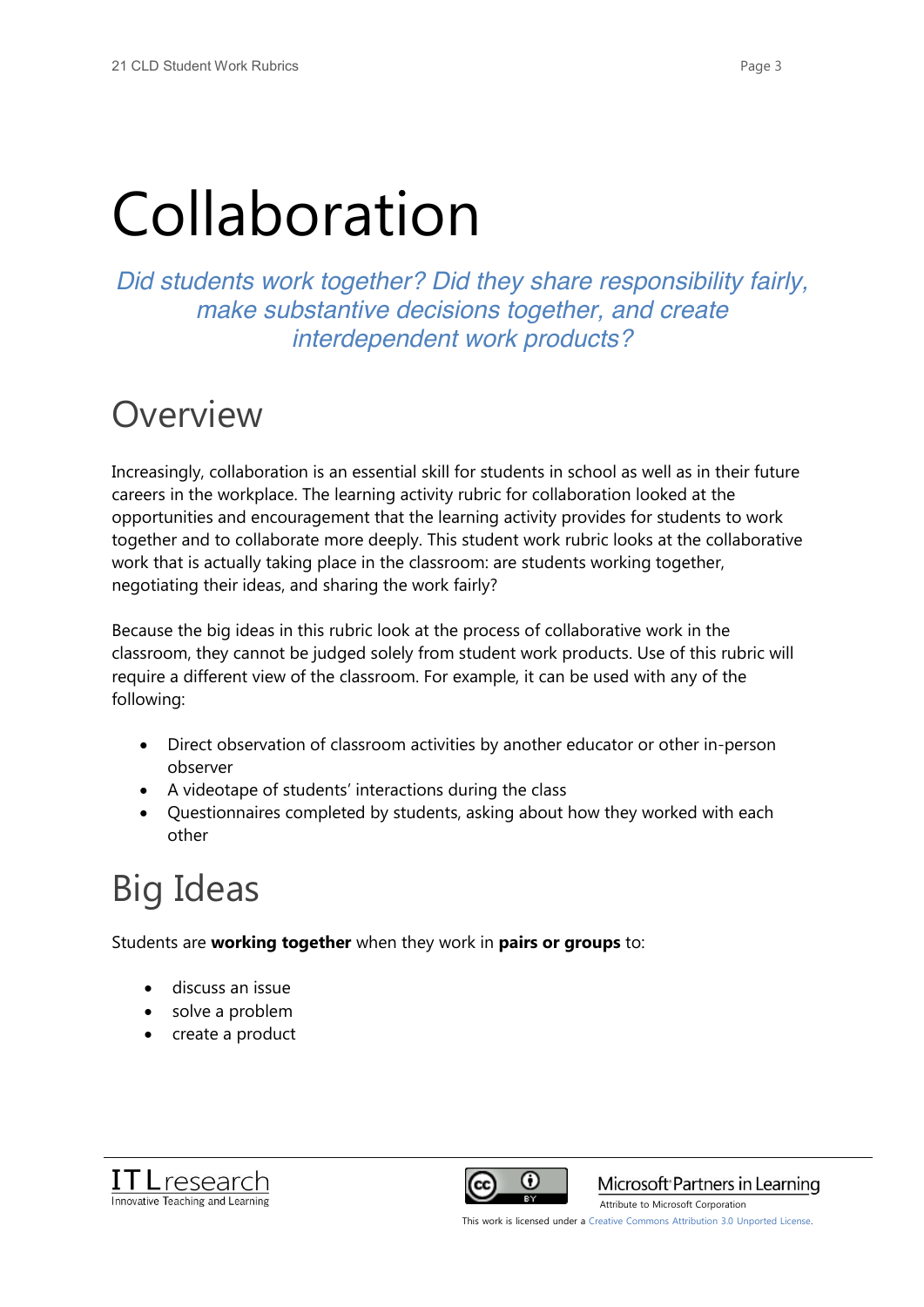# Collaboration

*Did students work together? Did they share responsibility fairly, make substantive decisions together, and create interdependent work products?*

## Overview

Increasingly, collaboration is an essential skill for students in school as well as in their future careers in the workplace. The learning activity rubric for collaboration looked at the opportunities and encouragement that the learning activity provides for students to work together and to collaborate more deeply. This student work rubric looks at the collaborative work that is actually taking place in the classroom: are students working together, negotiating their ideas, and sharing the work fairly?

Because the big ideas in this rubric look at the process of collaborative work in the classroom, they cannot be judged solely from student work products. Use of this rubric will require a different view of the classroom. For example, it can be used with any of the following:

- Direct observation of classroom activities by another educator or other in-person observer
- A videotape of students' interactions during the class
- Questionnaires completed by students, asking about how they worked with each other

## Big Ideas

Students are **working together** when they work in **pairs or groups** to:

- discuss an issue
- solve a problem
- create a product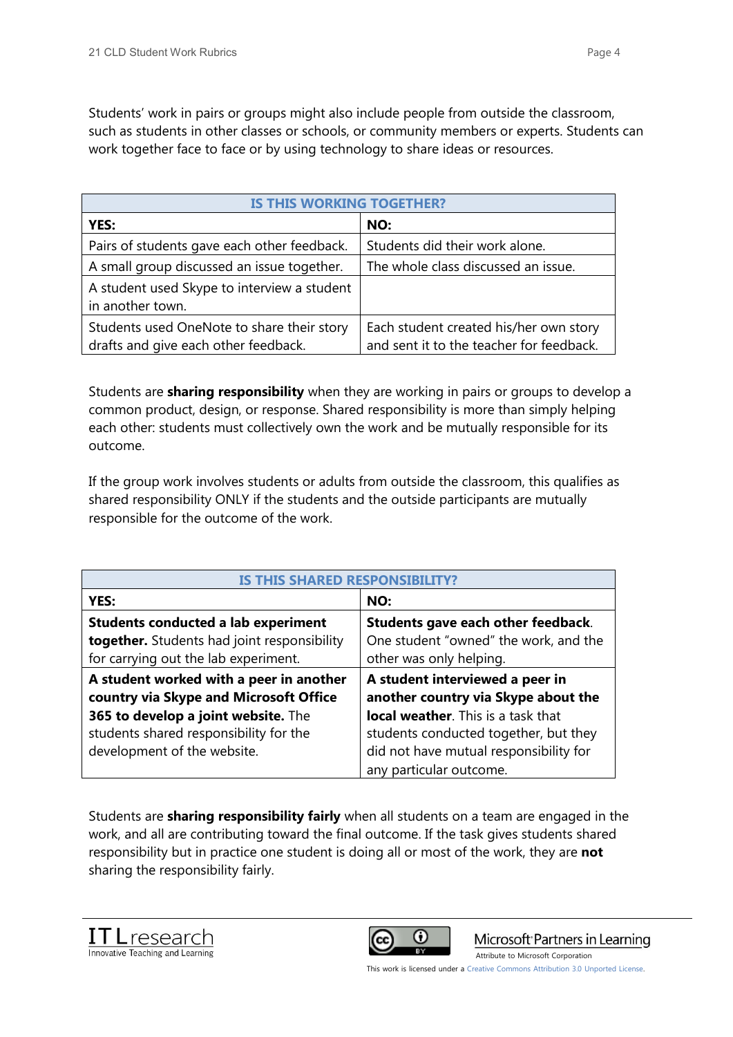Students' work in pairs or groups might also include people from outside the classroom, such as students in other classes or schools, or community members or experts. Students can work together face to face or by using technology to share ideas or resources.

| IS THIS WORKING TOGETHER? | |
|---|---|
| **YES:** | **NO:** |
| Pairs of students gave each other feedback. | Students did their work alone. |
| A small group discussed an issue together. | The whole class discussed an issue. |
| A student used Skype to interview a student in another town. | |
| Students used OneNote to share their story drafts and give each other feedback. | Each student created his/her own story and sent it to the teacher for feedback. |

Students are **sharing responsibility** when they are working in pairs or groups to develop a common product, design, or response. Shared responsibility is more than simply helping each other: students must collectively own the work and be mutually responsible for its outcome.

If the group work involves students or adults from outside the classroom, this qualifies as shared responsibility ONLY if the students and the outside participants are mutually responsible for the outcome of the work.

| IS THIS SHARED RESPONSIBILITY? | |
|---|---|
| **YES:** | **NO:** |
| **Students conducted a lab experiment together.** Students had joint responsibility for carrying out the lab experiment. | **Students gave each other feedback**. One student "owned" the work, and the other was only helping. |
| **A student worked with a peer in another country via Skype and Microsoft Office 365 to develop a joint website.** The students shared responsibility for the development of the website. | **A student interviewed a peer in another country via Skype about the local weather**. This is a task that students conducted together, but they did not have mutual responsibility for any particular outcome. |

Students are **sharing responsibility fairly** when all students on a team are engaged in the work, and all are contributing toward the final outcome. If the task gives students shared responsibility but in practice one student is doing all or most of the work, they are **not** sharing the responsibility fairly.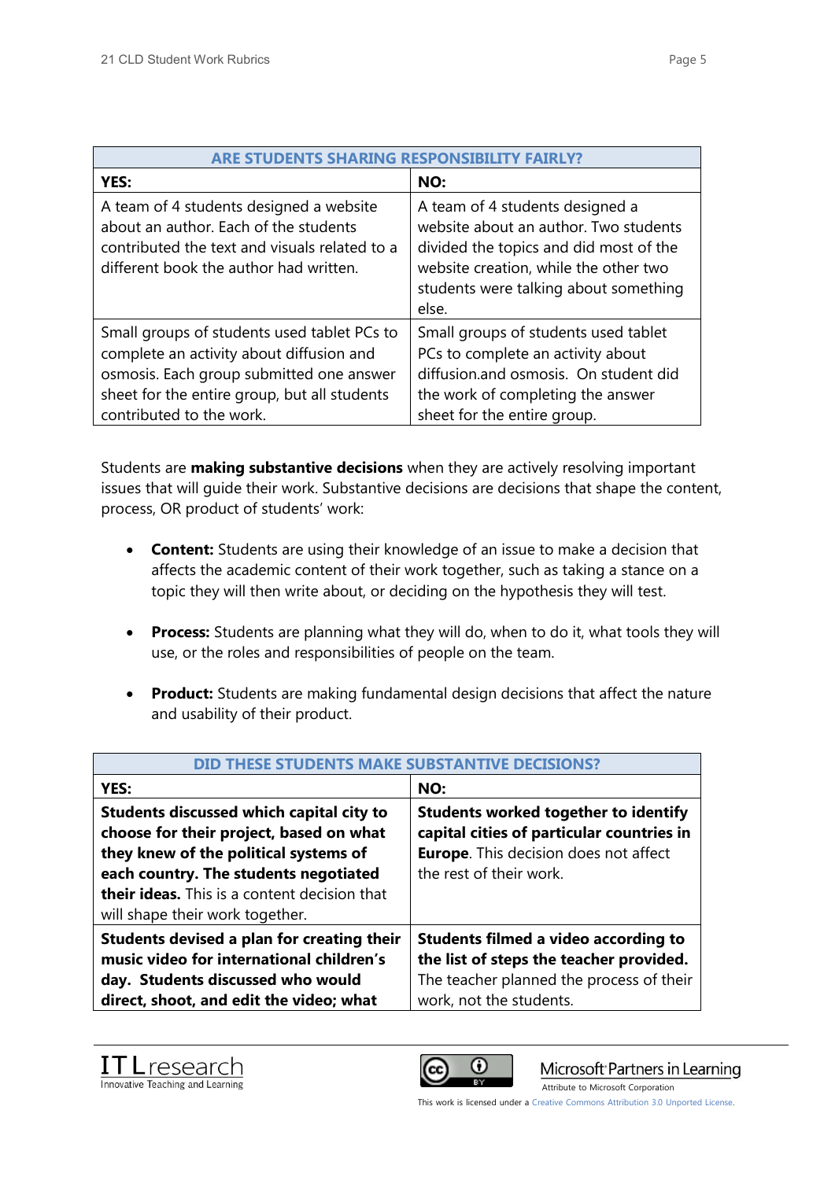| ARE STUDENTS SHARING RESPONSIBILITY FAIRLY? | |
|---|---|
| **YES:** | **NO:** |
| A team of 4 students designed a website about an author. Each of the students contributed the text and visuals related to a different book the author had written. | A team of 4 students designed a website about an author. Two students divided the topics and did most of the website creation, while the other two students were talking about something else. |
| Small groups of students used tablet PCs to complete an activity about diffusion and osmosis. Each group submitted one answer sheet for the entire group, but all students contributed to the work. | Small groups of students used tablet PCs to complete an activity about diffusion.and osmosis. On student did the work of completing the answer sheet for the entire group. |

Students are **making substantive decisions** when they are actively resolving important issues that will guide their work. Substantive decisions are decisions that shape the content, process, OR product of students' work:

- **Content:** Students are using their knowledge of an issue to make a decision that affects the academic content of their work together, such as taking a stance on a topic they will then write about, or deciding on the hypothesis they will test.
- **Process:** Students are planning what they will do, when to do it, what tools they will use, or the roles and responsibilities of people on the team.
- **Product:** Students are making fundamental design decisions that affect the nature and usability of their product.

| DID THESE STUDENTS MAKE SUBSTANTIVE DECISIONS? | |
|---|---|
| **YES:** | **NO:** |
| **Students discussed which capital city to choose for their project, based on what they knew of the political systems of each country. The students negotiated their ideas.** This is a content decision that will shape their work together. | **Students worked together to identify capital cities of particular countries in Europe**. This decision does not affect the rest of their work. |
| **Students devised a plan for creating their music video for international children's day. Students discussed who would direct, shoot, and edit the video; what** | **Students filmed a video according to the list of steps the teacher provided.** The teacher planned the process of their work, not the students. |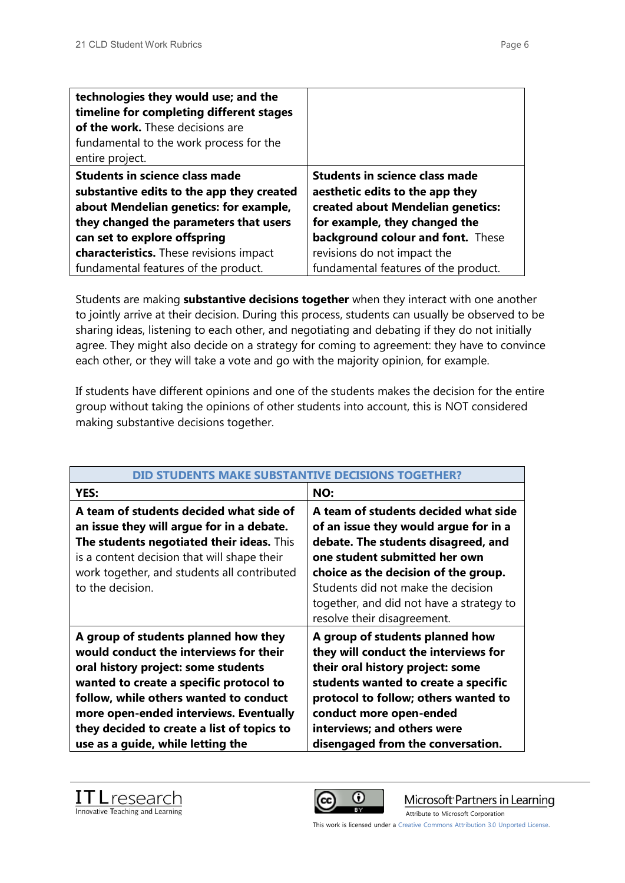| | |
|---|---|
| **technologies they would use; and the timeline for completing different stages of the work.** These decisions are fundamental to the work process for the entire project. | |
| **Students in science class made substantive edits to the app they created about Mendelian genetics: for example, they changed the parameters that users can set to explore offspring characteristics.** These revisions impact fundamental features of the product. | **Students in science class made aesthetic edits to the app they created about Mendelian genetics: for example, they changed the background colour and font.** These revisions do not impact the fundamental features of the product. |

Students are making **substantive decisions together** when they interact with one another to jointly arrive at their decision. During this process, students can usually be observed to be sharing ideas, listening to each other, and negotiating and debating if they do not initially agree. They might also decide on a strategy for coming to agreement: they have to convince each other, or they will take a vote and go with the majority opinion, for example.

If students have different opinions and one of the students makes the decision for the entire group without taking the opinions of other students into account, this is NOT considered making substantive decisions together.

| DID STUDENTS MAKE SUBSTANTIVE DECISIONS TOGETHER? | |
|---|---|
| **YES:** | **NO:** |
| **A team of students decided what side of an issue they will argue for in a debate. The students negotiated their ideas.** This is a content decision that will shape their work together, and students all contributed to the decision. | **A team of students decided what side of an issue they would argue for in a debate. The students disagreed, and one student submitted her own choice as the decision of the group.** Students did not make the decision together, and did not have a strategy to resolve their disagreement. |
| **A group of students planned how they would conduct the interviews for their oral history project: some students wanted to create a specific protocol to follow, while others wanted to conduct more open-ended interviews. Eventually they decided to create a list of topics to use as a guide, while letting the** | **A group of students planned how they will conduct the interviews for their oral history project: some students wanted to create a specific protocol to follow; others wanted to conduct more open-ended interviews; and others were disengaged from the conversation.** |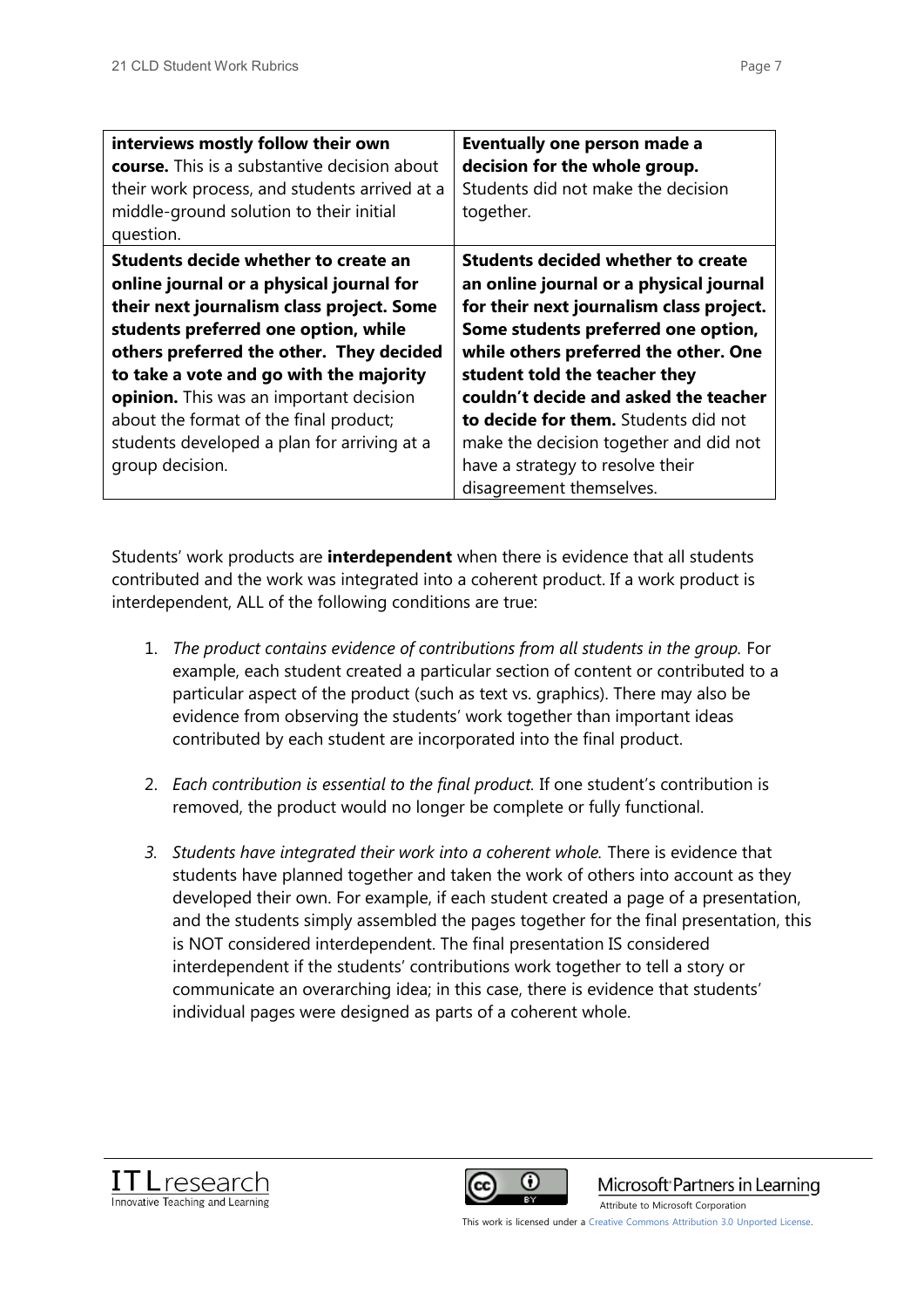| | |
|---|---|
| **interviews mostly follow their own course.** This is a substantive decision about their work process, and students arrived at a middle-ground solution to their initial question. | **Eventually one person made a decision for the whole group.** Students did not make the decision together. |
| **Students decide whether to create an online journal or a physical journal for their next journalism class project. Some students preferred one option, while others preferred the other. They decided to take a vote and go with the majority opinion.** This was an important decision about the format of the final product; students developed a plan for arriving at a group decision. | **Students decided whether to create an online journal or a physical journal for their next journalism class project. Some students preferred one option, while others preferred the other. One student told the teacher they couldn't decide and asked the teacher to decide for them.** Students did not make the decision together and did not have a strategy to resolve their disagreement themselves. |

Students' work products are **interdependent** when there is evidence that all students contributed and the work was integrated into a coherent product. If a work product is interdependent, ALL of the following conditions are true:

1. *The product contains evidence of contributions from all students in the group.* For example, each student created a particular section of content or contributed to a particular aspect of the product (such as text vs. graphics). There may also be evidence from observing the students' work together than important ideas contributed by each student are incorporated into the final product.

2. *Each contribution is essential to the final product.* If one student's contribution is removed, the product would no longer be complete or fully functional.

3. *Students have integrated their work into a coherent whole.* There is evidence that students have planned together and taken the work of others into account as they developed their own. For example, if each student created a page of a presentation, and the students simply assembled the pages together for the final presentation, this is NOT considered interdependent. The final presentation IS considered interdependent if the students' contributions work together to tell a story or communicate an overarching idea; in this case, there is evidence that students' individual pages were designed as parts of a coherent whole.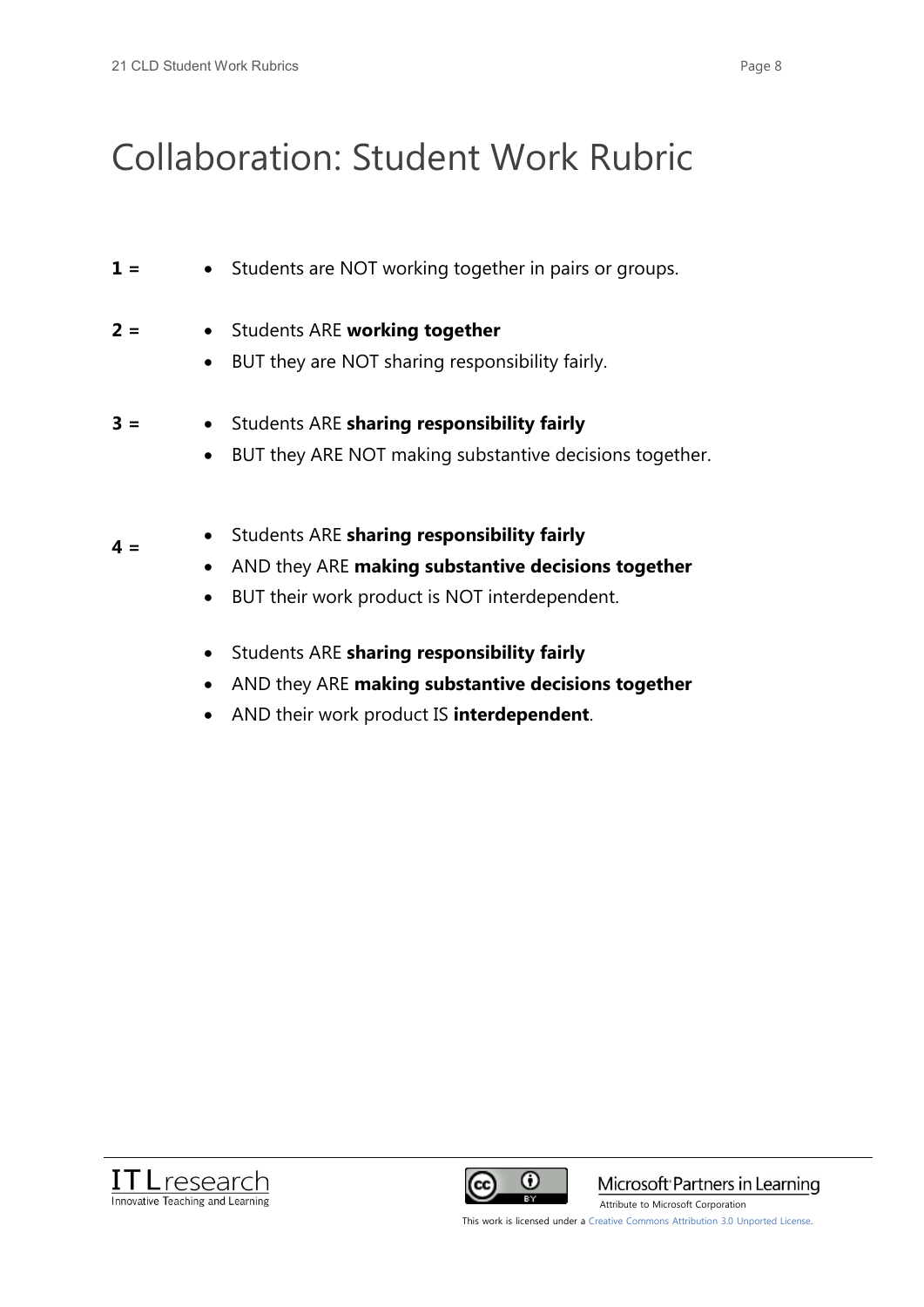# Collaboration: Student Work Rubric

**1 =**
- Students are NOT working together in pairs or groups.

**2 =**
- Students ARE **working together**
- BUT they are NOT sharing responsibility fairly.

**3 =**
- Students ARE **sharing responsibility fairly**
- BUT they ARE NOT making substantive decisions together.

**4 =**
- Students ARE **sharing responsibility fairly**
- AND they ARE **making substantive decisions together**
- BUT their work product is NOT interdependent.

- Students ARE **sharing responsibility fairly**
- AND they ARE **making substantive decisions together**
- AND their work product IS **interdependent**.

ITLresearch
Innovative Teaching and Learning

Microsoft Partners in Learning
Attribute to Microsoft Corporation

This work is licensed under a Creative Commons Attribution 3.0 Unported License.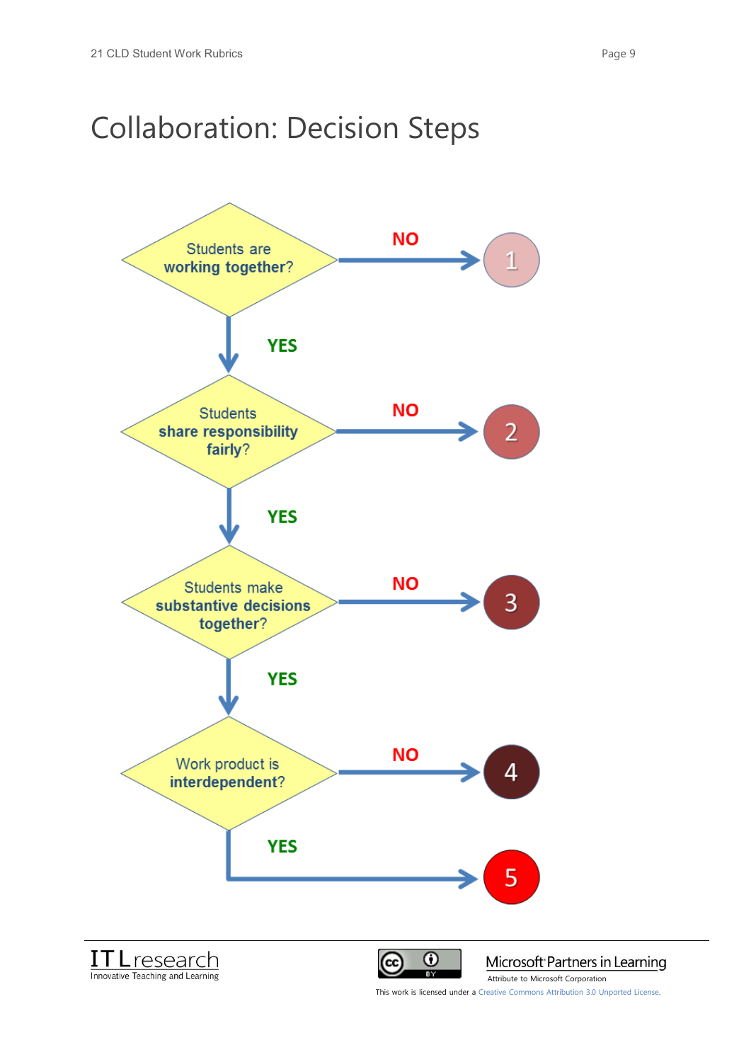# Collaboration: Decision Steps

Students are **working together**? — NO → 1

YES ↓

Students **share responsibility fairly**? — NO → 2

YES ↓

Students make **substantive decisions together**? — NO → 3

YES ↓

Work product is **interdependent**? — NO → 4

YES → 5

ITLresearch
Innovative Teaching and Learning

Microsoft Partners in Learning
Attribute to Microsoft Corporation

This work is licensed under a Creative Commons Attribution 3.0 Unported License.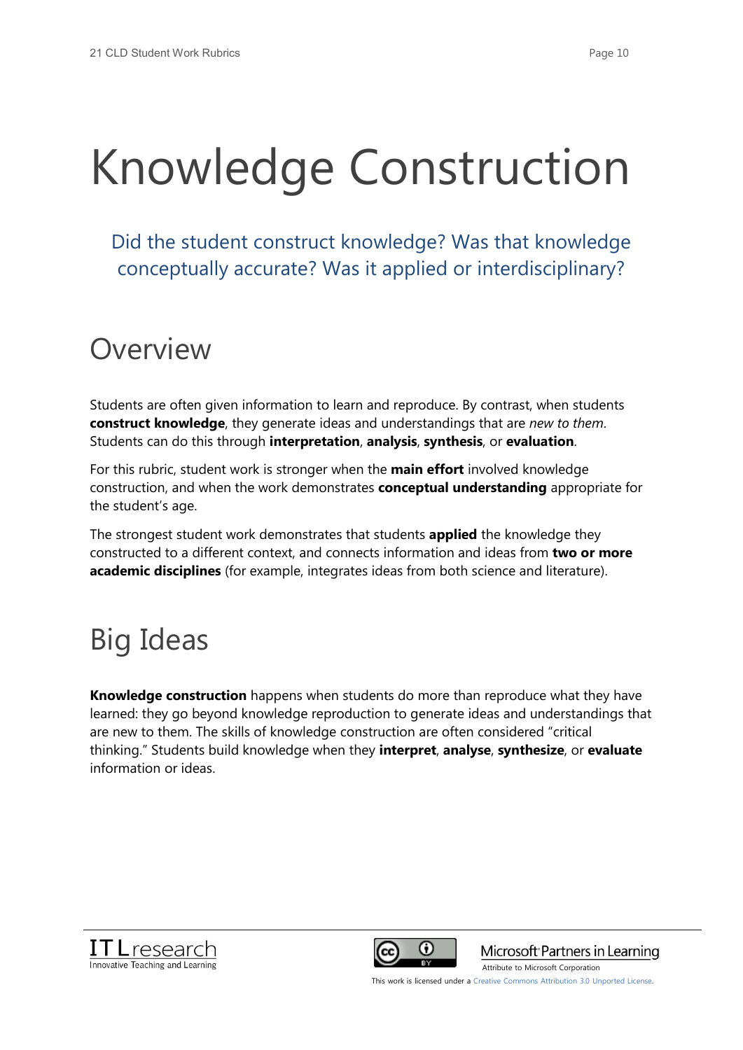# Knowledge Construction

Did the student construct knowledge? Was that knowledge conceptually accurate? Was it applied or interdisciplinary?

## Overview

Students are often given information to learn and reproduce. By contrast, when students **construct knowledge**, they generate ideas and understandings that are *new to them*. Students can do this through **interpretation**, **analysis**, **synthesis**, or **evaluation**.

For this rubric, student work is stronger when the **main effort** involved knowledge construction, and when the work demonstrates **conceptual understanding** appropriate for the student's age.

The strongest student work demonstrates that students **applied** the knowledge they constructed to a different context, and connects information and ideas from **two or more academic disciplines** (for example, integrates ideas from both science and literature).

## Big Ideas

**Knowledge construction** happens when students do more than reproduce what they have learned: they go beyond knowledge reproduction to generate ideas and understandings that are new to them. The skills of knowledge construction are often considered "critical thinking." Students build knowledge when they **interpret**, **analyse**, **synthesize**, or **evaluate** information or ideas.

ITL research
Innovative Teaching and Learning

Microsoft Partners in Learning
Attribute to Microsoft Corporation

This work is licensed under a Creative Commons Attribution 3.0 Unported License.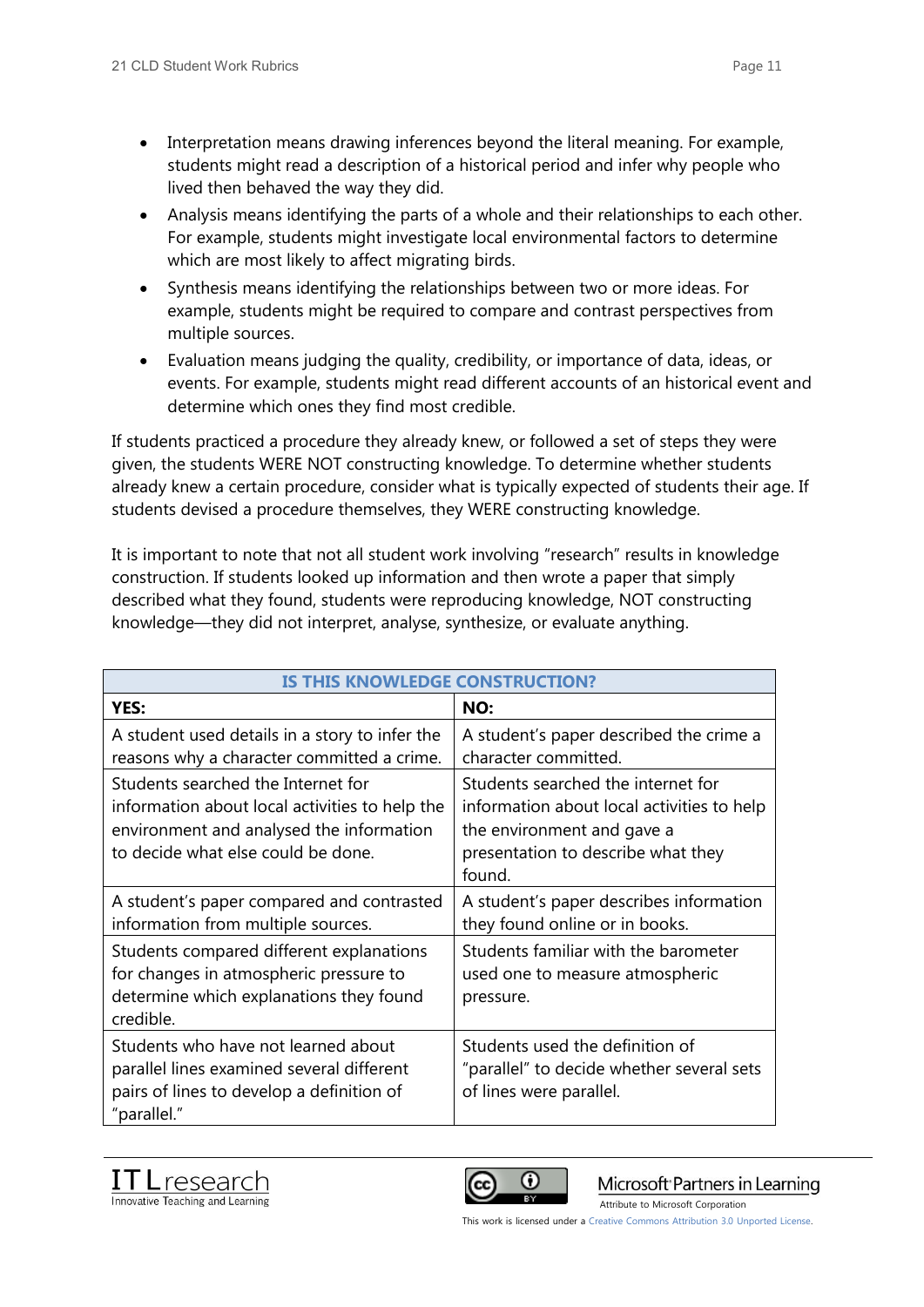- Interpretation means drawing inferences beyond the literal meaning. For example, students might read a description of a historical period and infer why people who lived then behaved the way they did.
- Analysis means identifying the parts of a whole and their relationships to each other. For example, students might investigate local environmental factors to determine which are most likely to affect migrating birds.
- Synthesis means identifying the relationships between two or more ideas. For example, students might be required to compare and contrast perspectives from multiple sources.
- Evaluation means judging the quality, credibility, or importance of data, ideas, or events. For example, students might read different accounts of an historical event and determine which ones they find most credible.

If students practiced a procedure they already knew, or followed a set of steps they were given, the students WERE NOT constructing knowledge. To determine whether students already knew a certain procedure, consider what is typically expected of students their age. If students devised a procedure themselves, they WERE constructing knowledge.

It is important to note that not all student work involving "research" results in knowledge construction. If students looked up information and then wrote a paper that simply described what they found, students were reproducing knowledge, NOT constructing knowledge—they did not interpret, analyse, synthesize, or evaluate anything.

| IS THIS KNOWLEDGE CONSTRUCTION? | |
|---|---|
| **YES:** | **NO:** |
| A student used details in a story to infer the reasons why a character committed a crime. | A student's paper described the crime a character committed. |
| Students searched the Internet for information about local activities to help the environment and analysed the information to decide what else could be done. | Students searched the internet for information about local activities to help the environment and gave a presentation to describe what they found. |
| A student's paper compared and contrasted information from multiple sources. | A student's paper describes information they found online or in books. |
| Students compared different explanations for changes in atmospheric pressure to determine which explanations they found credible. | Students familiar with the barometer used one to measure atmospheric pressure. |
| Students who have not learned about parallel lines examined several different pairs of lines to develop a definition of "parallel." | Students used the definition of "parallel" to decide whether several sets of lines were parallel. |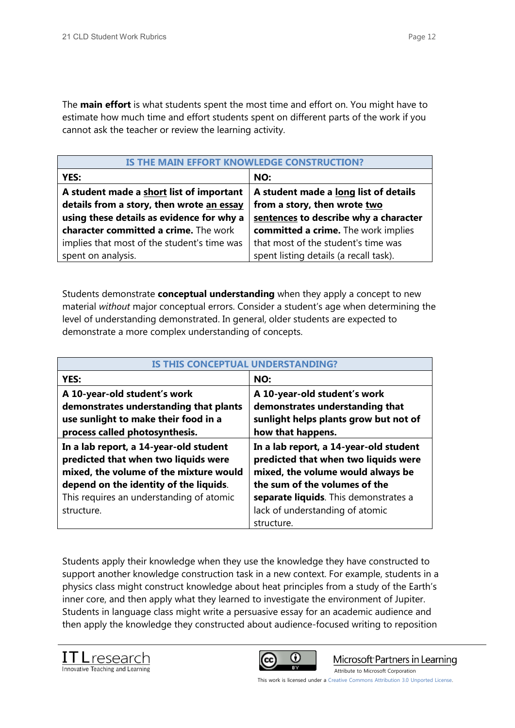The **main effort** is what students spent the most time and effort on. You might have to estimate how much time and effort students spent on different parts of the work if you cannot ask the teacher or review the learning activity.

| IS THE MAIN EFFORT KNOWLEDGE CONSTRUCTION? | |
|---|---|
| **YES:** | **NO:** |
| **A student made a <u>short</u> list of important details from a story, then wrote <u>an essay</u> using these details as evidence for why a character committed a crime.** The work implies that most of the student's time was spent on analysis. | **A student made a <u>long</u> list of details from a story, then wrote <u>two sentences</u> to describe why a character committed a crime.** The work implies that most of the student's time was spent listing details (a recall task). |

Students demonstrate **conceptual understanding** when they apply a concept to new material *without* major conceptual errors. Consider a student's age when determining the level of understanding demonstrated. In general, older students are expected to demonstrate a more complex understanding of concepts.

| IS THIS CONCEPTUAL UNDERSTANDING? | |
|---|---|
| **YES:** | **NO:** |
| **A 10-year-old student's work demonstrates understanding that plants use sunlight to make their food in a process called photosynthesis.** | **A 10-year-old student's work demonstrates understanding that sunlight helps plants grow but not of how that happens.** |
| **In a lab report, a 14-year-old student predicted that when two liquids were mixed, the volume of the mixture would depend on the identity of the liquids**. This requires an understanding of atomic structure. | **In a lab report, a 14-year-old student predicted that when two liquids were mixed, the volume would always be the sum of the volumes of the separate liquids**. This demonstrates a lack of understanding of atomic structure. |

Students apply their knowledge when they use the knowledge they have constructed to support another knowledge construction task in a new context. For example, students in a physics class might construct knowledge about heat principles from a study of the Earth's inner core, and then apply what they learned to investigate the environment of Jupiter. Students in language class might write a persuasive essay for an academic audience and then apply the knowledge they constructed about audience-focused writing to reposition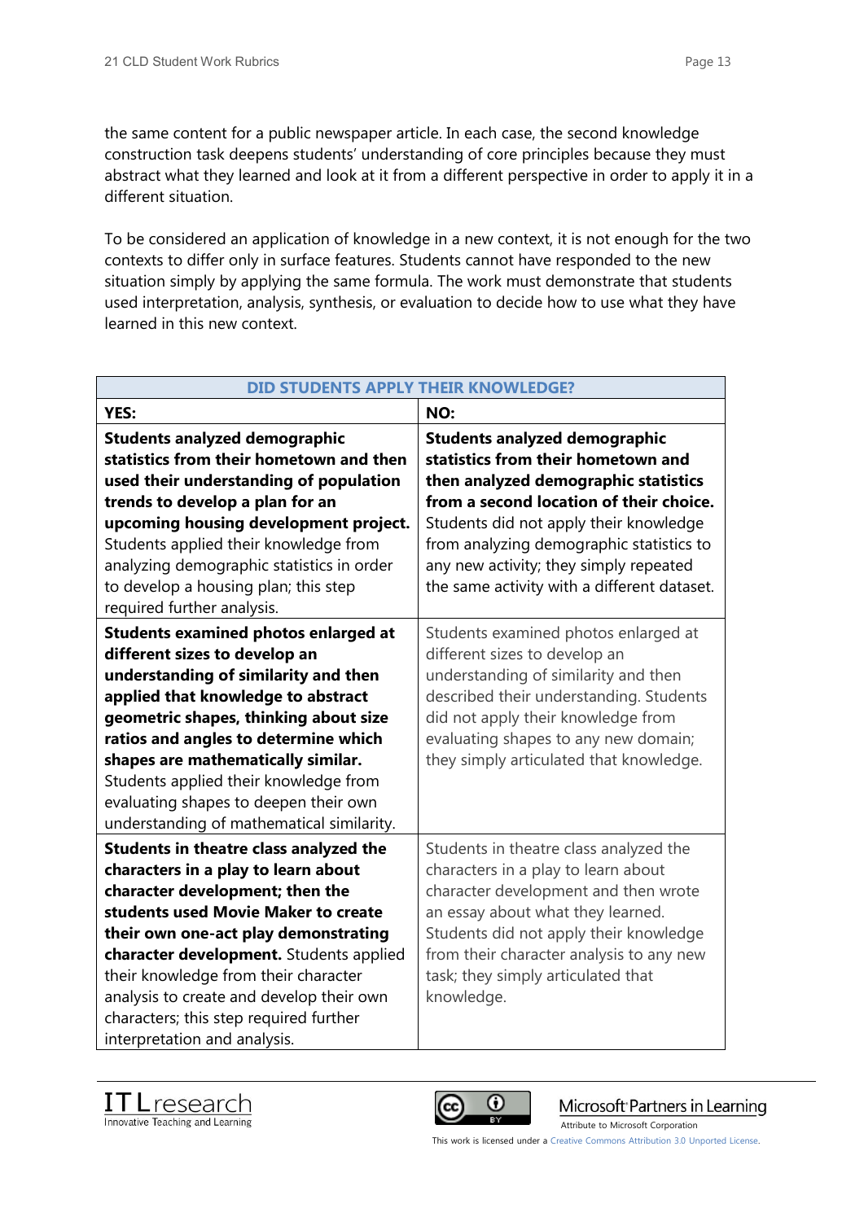the same content for a public newspaper article. In each case, the second knowledge construction task deepens students' understanding of core principles because they must abstract what they learned and look at it from a different perspective in order to apply it in a different situation.

To be considered an application of knowledge in a new context, it is not enough for the two contexts to differ only in surface features. Students cannot have responded to the new situation simply by applying the same formula. The work must demonstrate that students used interpretation, analysis, synthesis, or evaluation to decide how to use what they have learned in this new context.

| DID STUDENTS APPLY THEIR KNOWLEDGE? | |
|---|---|
| **YES:** | **NO:** |
| **Students analyzed demographic statistics from their hometown and then used their understanding of population trends to develop a plan for an upcoming housing development project.** Students applied their knowledge from analyzing demographic statistics in order to develop a housing plan; this step required further analysis. | **Students analyzed demographic statistics from their hometown and then analyzed demographic statistics from a second location of their choice.** Students did not apply their knowledge from analyzing demographic statistics to any new activity; they simply repeated the same activity with a different dataset. |
| **Students examined photos enlarged at different sizes to develop an understanding of similarity and then applied that knowledge to abstract geometric shapes, thinking about size ratios and angles to determine which shapes are mathematically similar.** Students applied their knowledge from evaluating shapes to deepen their own understanding of mathematical similarity. | Students examined photos enlarged at different sizes to develop an understanding of similarity and then described their understanding. Students did not apply their knowledge from evaluating shapes to any new domain; they simply articulated that knowledge. |
| **Students in theatre class analyzed the characters in a play to learn about character development; then the students used Movie Maker to create their own one-act play demonstrating character development.** Students applied their knowledge from their character analysis to create and develop their own characters; this step required further interpretation and analysis. | Students in theatre class analyzed the characters in a play to learn about character development and then wrote an essay about what they learned. Students did not apply their knowledge from their character analysis to any new task; they simply articulated that knowledge. |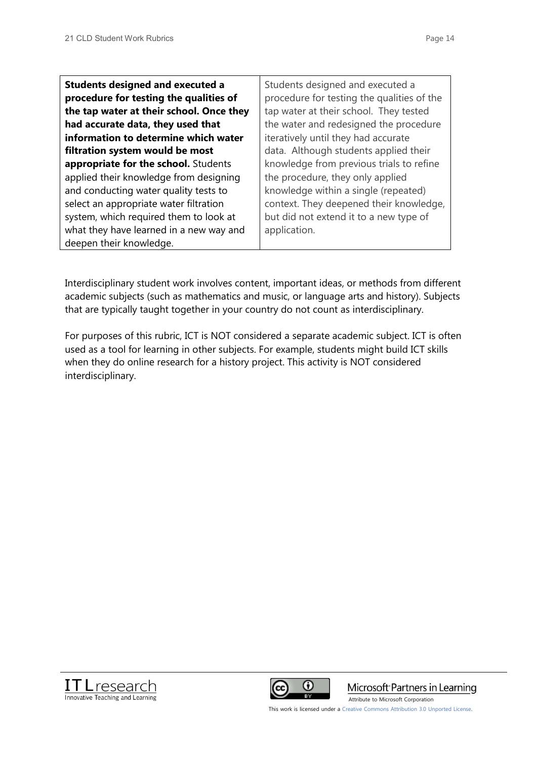| | |
|---|---|
| **Students designed and executed a procedure for testing the qualities of the tap water at their school. Once they had accurate data, they used that information to determine which water filtration system would be most appropriate for the school.** Students applied their knowledge from designing and conducting water quality tests to select an appropriate water filtration system, which required them to look at what they have learned in a new way and deepen their knowledge. | Students designed and executed a procedure for testing the qualities of the tap water at their school. They tested the water and redesigned the procedure iteratively until they had accurate data. Although students applied their knowledge from previous trials to refine the procedure, they only applied knowledge within a single (repeated) context. They deepened their knowledge, but did not extend it to a new type of application. |

Interdisciplinary student work involves content, important ideas, or methods from different academic subjects (such as mathematics and music, or language arts and history). Subjects that are typically taught together in your country do not count as interdisciplinary.

For purposes of this rubric, ICT is NOT considered a separate academic subject. ICT is often used as a tool for learning in other subjects. For example, students might build ICT skills when they do online research for a history project. This activity is NOT considered interdisciplinary.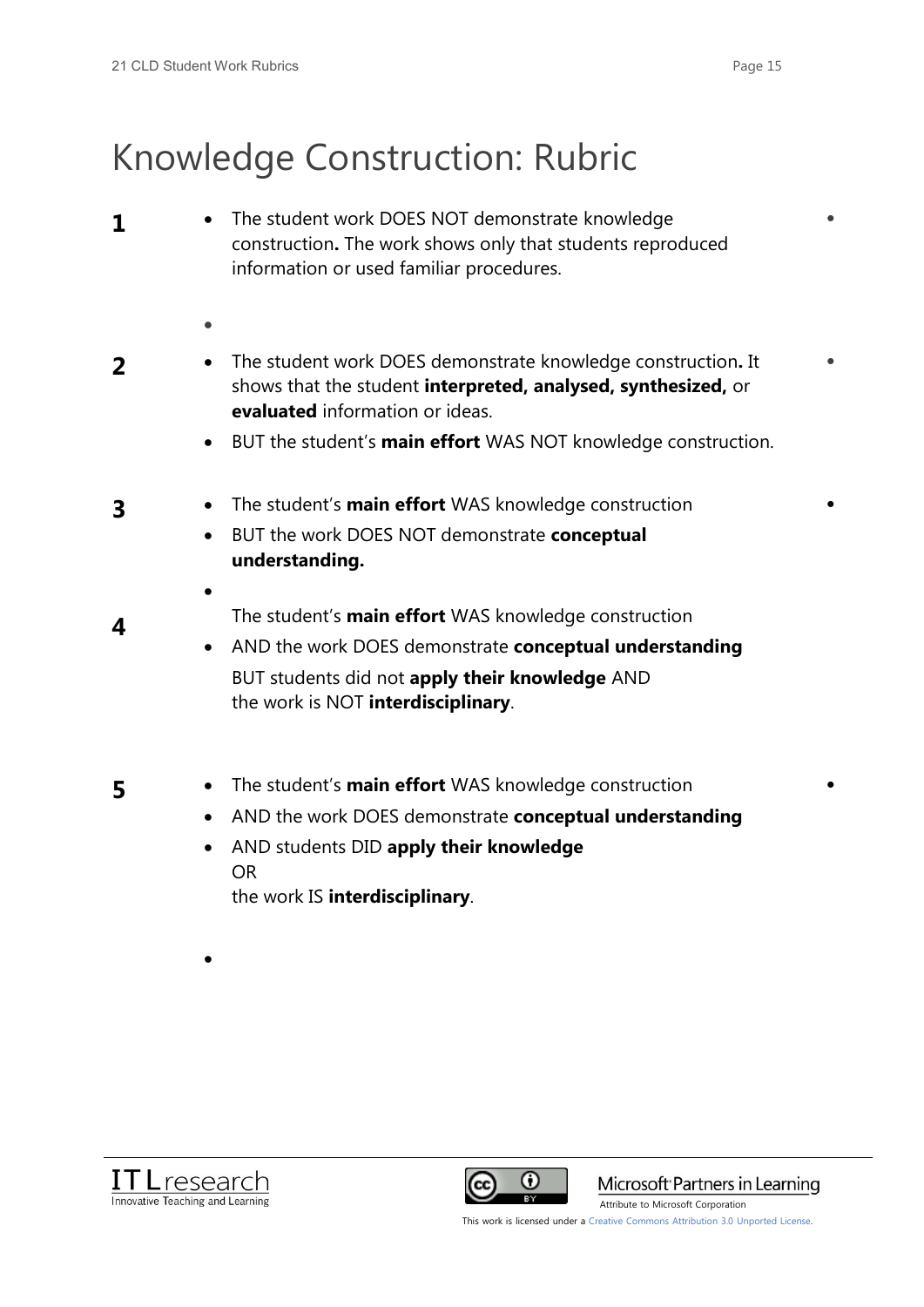# Knowledge Construction: Rubric

**1**

- The student work DOES NOT demonstrate knowledge construction**.** The work shows only that students reproduced information or used familiar procedures.

**2**

- The student work DOES demonstrate knowledge construction**.** It shows that the student **interpreted, analysed, synthesized,** or **evaluated** information or ideas.
- BUT the student's **main effort** WAS NOT knowledge construction.

**3**

- The student's **main effort** WAS knowledge construction
- BUT the work DOES NOT demonstrate **conceptual understanding.**

**4**

- The student's **main effort** WAS knowledge construction
- AND the work DOES demonstrate **conceptual understanding**

  BUT students did not **apply their knowledge** AND the work is NOT **interdisciplinary**.

**5**

- The student's **main effort** WAS knowledge construction
- AND the work DOES demonstrate **conceptual understanding**
- AND students DID **apply their knowledge**

  OR

  the work IS **interdisciplinary**.

This work is licensed under a Creative Commons Attribution 3.0 Unported License.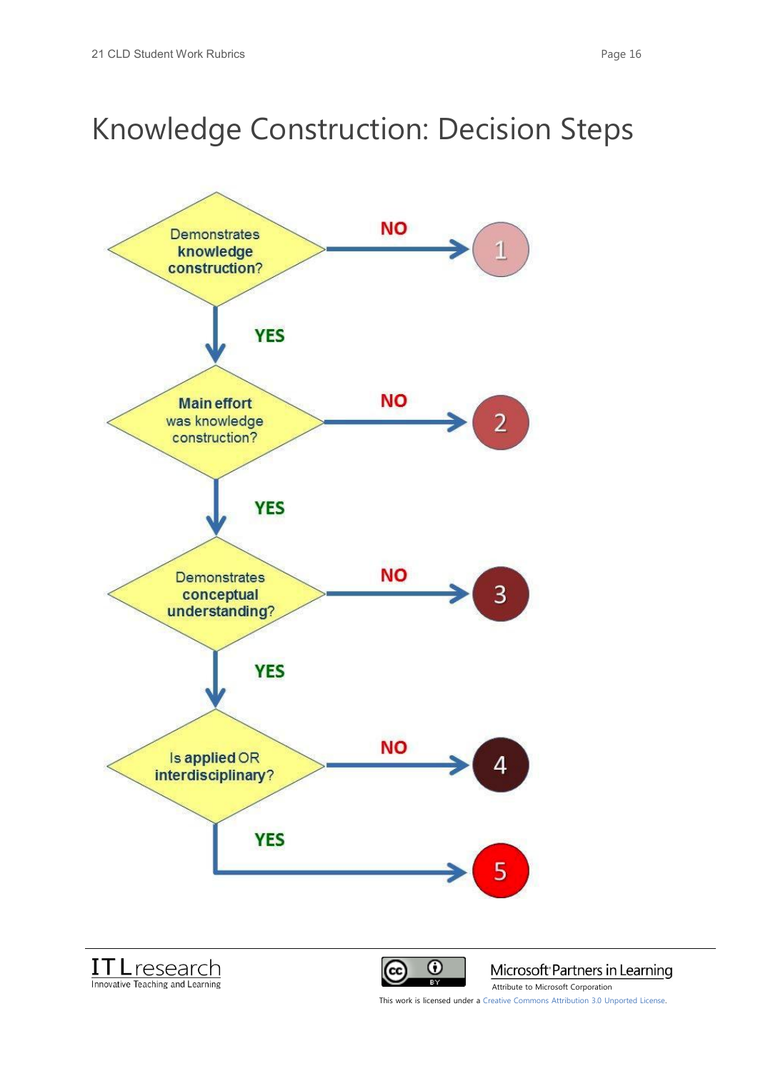# Knowledge Construction: Decision Steps

Demonstrates **knowledge construction**? — NO → 1

YES

**Main effort** was knowledge construction? — NO → 2

YES

Demonstrates **conceptual understanding**? — NO → 3

YES

Is **applied** OR **interdisciplinary**? — NO → 4

YES → 5

This work is licensed under a Creative Commons Attribution 3.0 Unported License.

Microsoft Partners in Learning

Attribute to Microsoft Corporation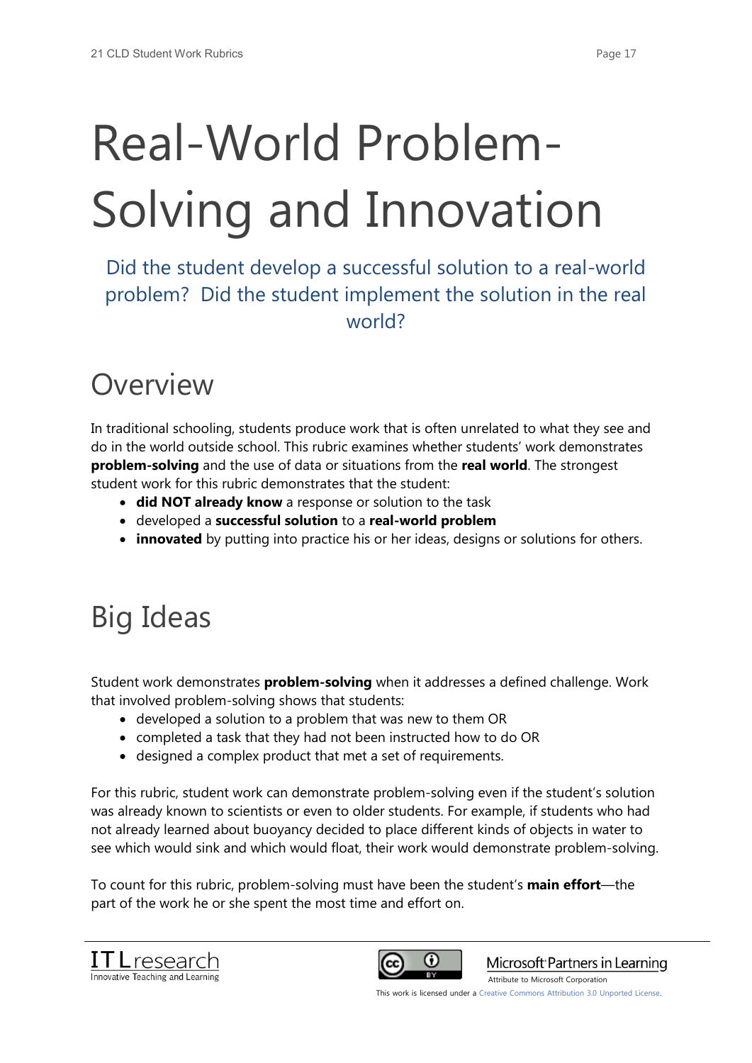# Real-World Problem-Solving and Innovation

Did the student develop a successful solution to a real-world problem? Did the student implement the solution in the real world?

## Overview

In traditional schooling, students produce work that is often unrelated to what they see and do in the world outside school. This rubric examines whether students' work demonstrates **problem-solving** and the use of data or situations from the **real world**. The strongest student work for this rubric demonstrates that the student:

- **did NOT already know** a response or solution to the task
- developed a **successful solution** to a **real-world problem**
- **innovated** by putting into practice his or her ideas, designs or solutions for others.

## Big Ideas

Student work demonstrates **problem-solving** when it addresses a defined challenge. Work that involved problem-solving shows that students:

- developed a solution to a problem that was new to them OR
- completed a task that they had not been instructed how to do OR
- designed a complex product that met a set of requirements.

For this rubric, student work can demonstrate problem-solving even if the student's solution was already known to scientists or even to older students. For example, if students who had not already learned about buoyancy decided to place different kinds of objects in water to see which would sink and which would float, their work would demonstrate problem-solving.

To count for this rubric, problem-solving must have been the student's **main effort**—the part of the work he or she spent the most time and effort on.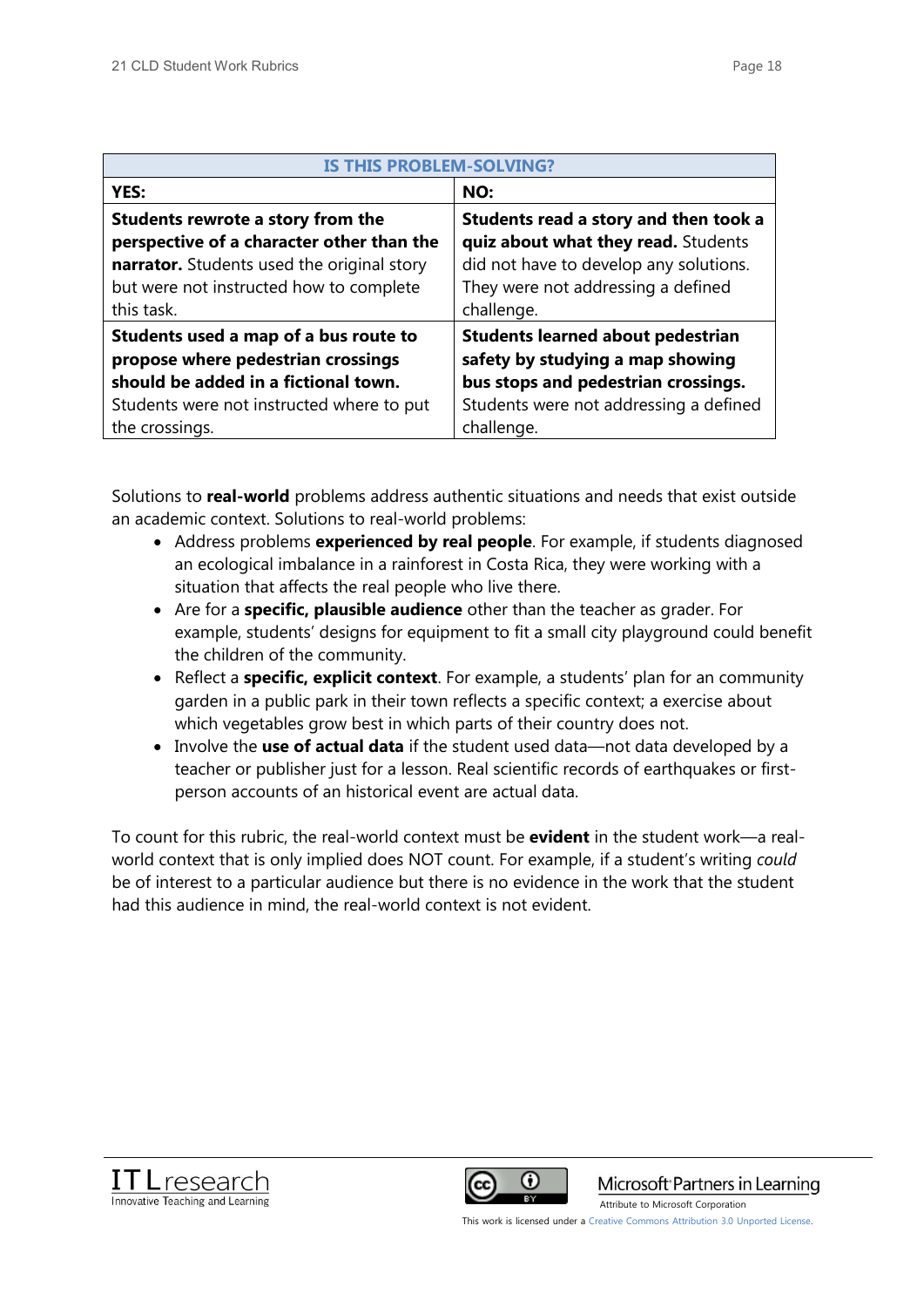| IS THIS PROBLEM-SOLVING? | |
|---|---|
| **YES:** | **NO:** |
| **Students rewrote a story from the perspective of a character other than the narrator.** Students used the original story but were not instructed how to complete this task. | **Students read a story and then took a quiz about what they read.** Students did not have to develop any solutions. They were not addressing a defined challenge. |
| **Students used a map of a bus route to propose where pedestrian crossings should be added in a fictional town.** Students were not instructed where to put the crossings. | **Students learned about pedestrian safety by studying a map showing bus stops and pedestrian crossings.** Students were not addressing a defined challenge. |

Solutions to **real-world** problems address authentic situations and needs that exist outside an academic context. Solutions to real-world problems:

- Address problems **experienced by real people**. For example, if students diagnosed an ecological imbalance in a rainforest in Costa Rica, they were working with a situation that affects the real people who live there.
- Are for a **specific, plausible audience** other than the teacher as grader. For example, students' designs for equipment to fit a small city playground could benefit the children of the community.
- Reflect a **specific, explicit context**. For example, a students' plan for an community garden in a public park in their town reflects a specific context; a exercise about which vegetables grow best in which parts of their country does not.
- Involve the **use of actual data** if the student used data—not data developed by a teacher or publisher just for a lesson. Real scientific records of earthquakes or first-person accounts of an historical event are actual data.

To count for this rubric, the real-world context must be **evident** in the student work—a real-world context that is only implied does NOT count. For example, if a student's writing *could* be of interest to a particular audience but there is no evidence in the work that the student had this audience in mind, the real-world context is not evident.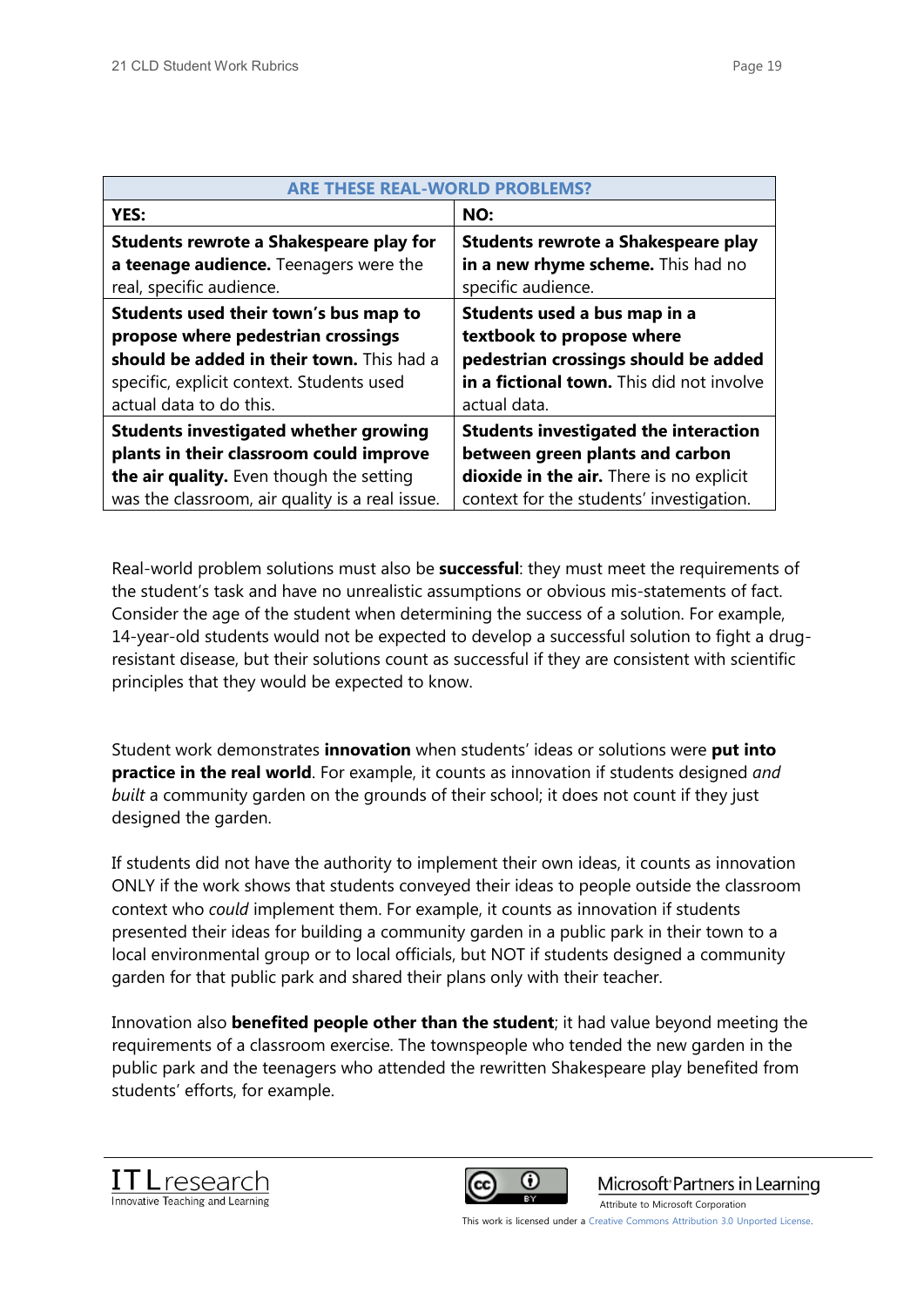| ARE THESE REAL-WORLD PROBLEMS? | |
|---|---|
| **YES:** | **NO:** |
| **Students rewrote a Shakespeare play for a teenage audience.** Teenagers were the real, specific audience. | **Students rewrote a Shakespeare play in a new rhyme scheme.** This had no specific audience. |
| **Students used their town's bus map to propose where pedestrian crossings should be added in their town.** This had a specific, explicit context. Students used actual data to do this. | **Students used a bus map in a textbook to propose where pedestrian crossings should be added in a fictional town.** This did not involve actual data. |
| **Students investigated whether growing plants in their classroom could improve the air quality.** Even though the setting was the classroom, air quality is a real issue. | **Students investigated the interaction between green plants and carbon dioxide in the air.** There is no explicit context for the students' investigation. |

Real-world problem solutions must also be **successful**: they must meet the requirements of the student's task and have no unrealistic assumptions or obvious mis-statements of fact. Consider the age of the student when determining the success of a solution. For example, 14-year-old students would not be expected to develop a successful solution to fight a drug-resistant disease, but their solutions count as successful if they are consistent with scientific principles that they would be expected to know.

Student work demonstrates **innovation** when students' ideas or solutions were **put into practice in the real world**. For example, it counts as innovation if students designed *and built* a community garden on the grounds of their school; it does not count if they just designed the garden.

If students did not have the authority to implement their own ideas, it counts as innovation ONLY if the work shows that students conveyed their ideas to people outside the classroom context who *could* implement them. For example, it counts as innovation if students presented their ideas for building a community garden in a public park in their town to a local environmental group or to local officials, but NOT if students designed a community garden for that public park and shared their plans only with their teacher.

Innovation also **benefited people other than the student**; it had value beyond meeting the requirements of a classroom exercise. The townspeople who tended the new garden in the public park and the teenagers who attended the rewritten Shakespeare play benefited from students' efforts, for example.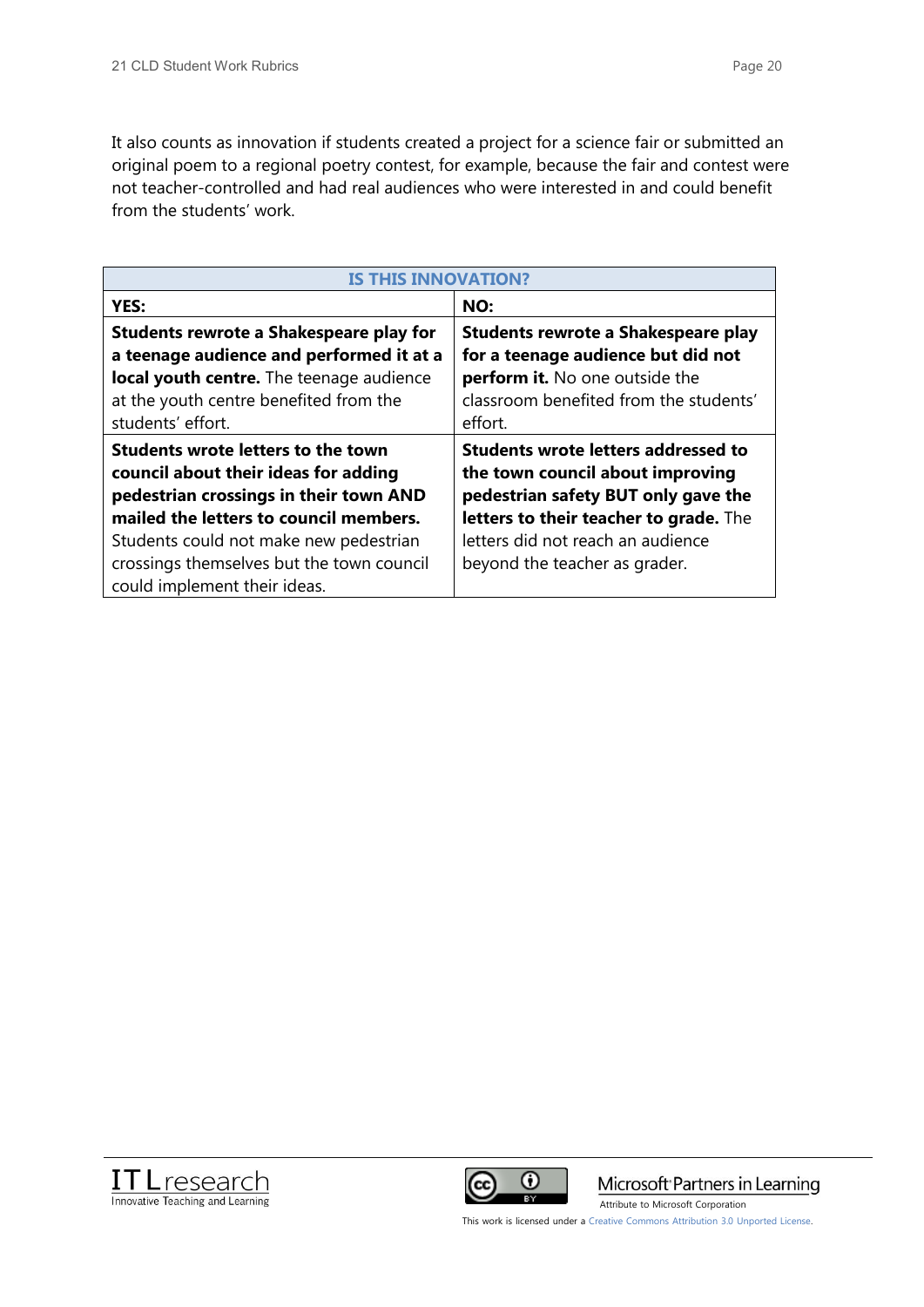It also counts as innovation if students created a project for a science fair or submitted an original poem to a regional poetry contest, for example, because the fair and contest were not teacher-controlled and had real audiences who were interested in and could benefit from the students' work.

| IS THIS INNOVATION? | |
|---|---|
| **YES:** | **NO:** |
| **Students rewrote a Shakespeare play for a teenage audience and performed it at a local youth centre.** The teenage audience at the youth centre benefited from the students' effort. | **Students rewrote a Shakespeare play for a teenage audience but did not perform it.** No one outside the classroom benefited from the students' effort. |
| **Students wrote letters to the town council about their ideas for adding pedestrian crossings in their town AND mailed the letters to council members.** Students could not make new pedestrian crossings themselves but the town council could implement their ideas. | **Students wrote letters addressed to the town council about improving pedestrian safety BUT only gave the letters to their teacher to grade.** The letters did not reach an audience beyond the teacher as grader. |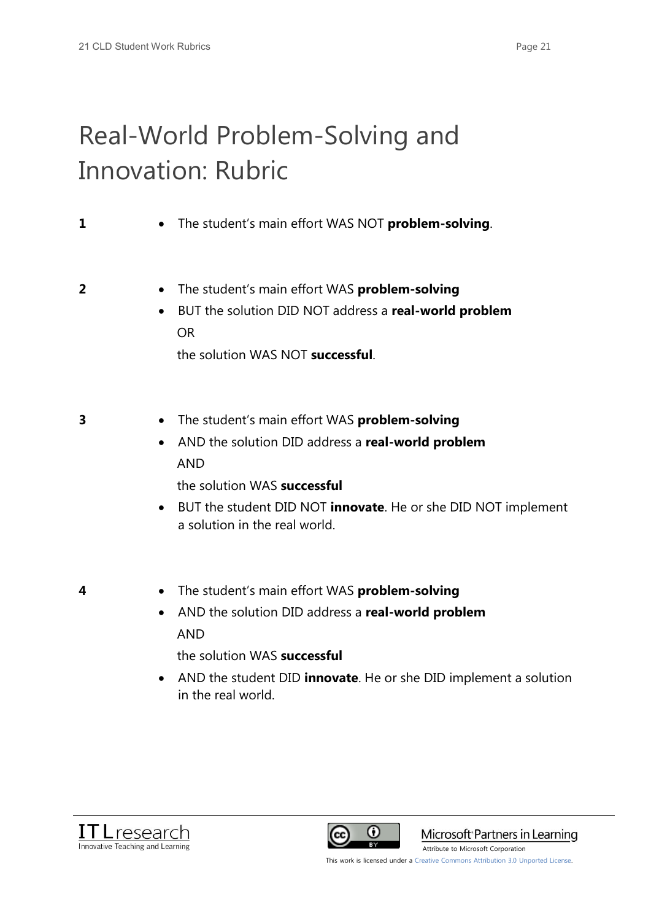# Real-World Problem-Solving and Innovation: Rubric

**1**

- The student's main effort WAS NOT **problem-solving**.

**2**

- The student's main effort WAS **problem-solving**
- BUT the solution DID NOT address a **real-world problem**

  OR

  the solution WAS NOT **successful**.

**3**

- The student's main effort WAS **problem-solving**
- AND the solution DID address a **real-world problem**

  AND

  the solution WAS **successful**
- BUT the student DID NOT **innovate**. He or she DID NOT implement a solution in the real world.

**4**

- The student's main effort WAS **problem-solving**
- AND the solution DID address a **real-world problem**

  AND

  the solution WAS **successful**
- AND the student DID **innovate**. He or she DID implement a solution in the real world.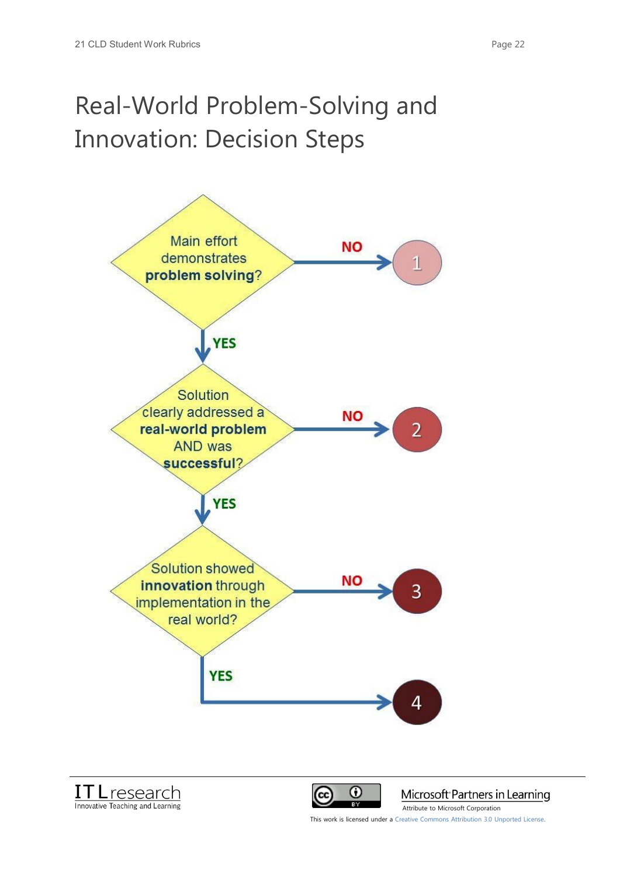# Real-World Problem-Solving and Innovation: Decision Steps

Main effort demonstrates **problem solving**?

- NO → 1
- YES ↓

Solution clearly addressed a **real-world problem** AND was **successful**?

- NO → 2
- YES ↓

Solution showed **innovation** through implementation in the real world?

- NO → 3
- YES → 4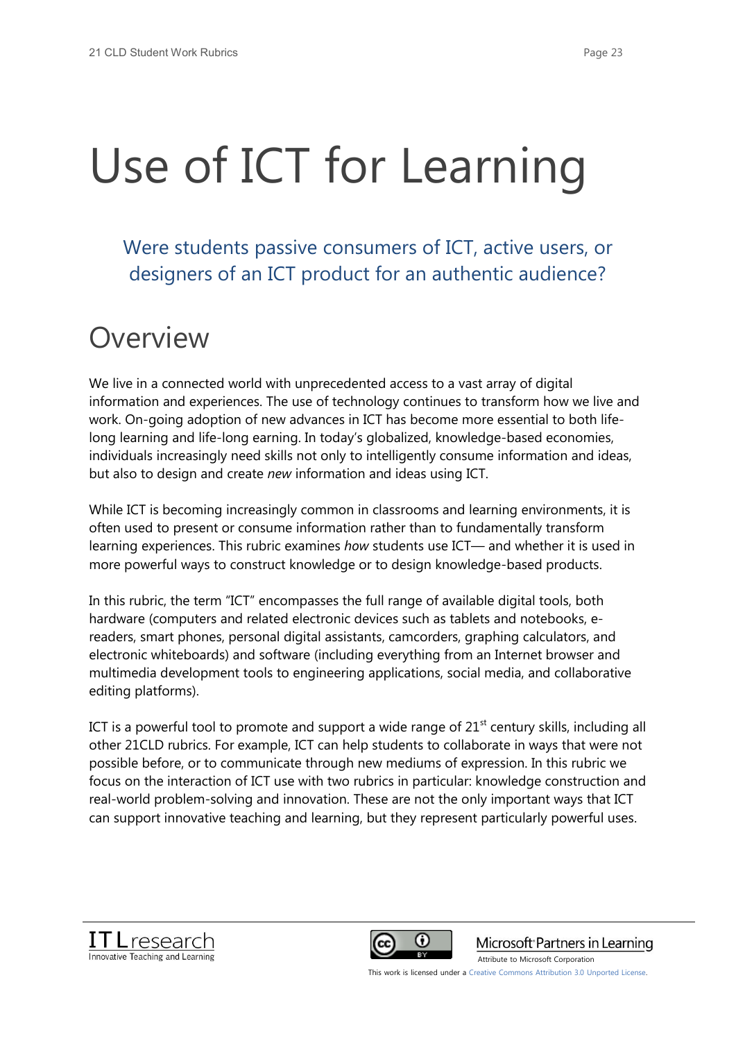# Use of ICT for Learning

Were students passive consumers of ICT, active users, or designers of an ICT product for an authentic audience?

## Overview

We live in a connected world with unprecedented access to a vast array of digital information and experiences. The use of technology continues to transform how we live and work. On-going adoption of new advances in ICT has become more essential to both life-long learning and life-long earning. In today's globalized, knowledge-based economies, individuals increasingly need skills not only to intelligently consume information and ideas, but also to design and create *new* information and ideas using ICT.

While ICT is becoming increasingly common in classrooms and learning environments, it is often used to present or consume information rather than to fundamentally transform learning experiences. This rubric examines *how* students use ICT— and whether it is used in more powerful ways to construct knowledge or to design knowledge-based products.

In this rubric, the term "ICT" encompasses the full range of available digital tools, both hardware (computers and related electronic devices such as tablets and notebooks, e-readers, smart phones, personal digital assistants, camcorders, graphing calculators, and electronic whiteboards) and software (including everything from an Internet browser and multimedia development tools to engineering applications, social media, and collaborative editing platforms).

ICT is a powerful tool to promote and support a wide range of 21st century skills, including all other 21CLD rubrics. For example, ICT can help students to collaborate in ways that were not possible before, or to communicate through new mediums of expression. In this rubric we focus on the interaction of ICT use with two rubrics in particular: knowledge construction and real-world problem-solving and innovation. These are not the only important ways that ICT can support innovative teaching and learning, but they represent particularly powerful uses.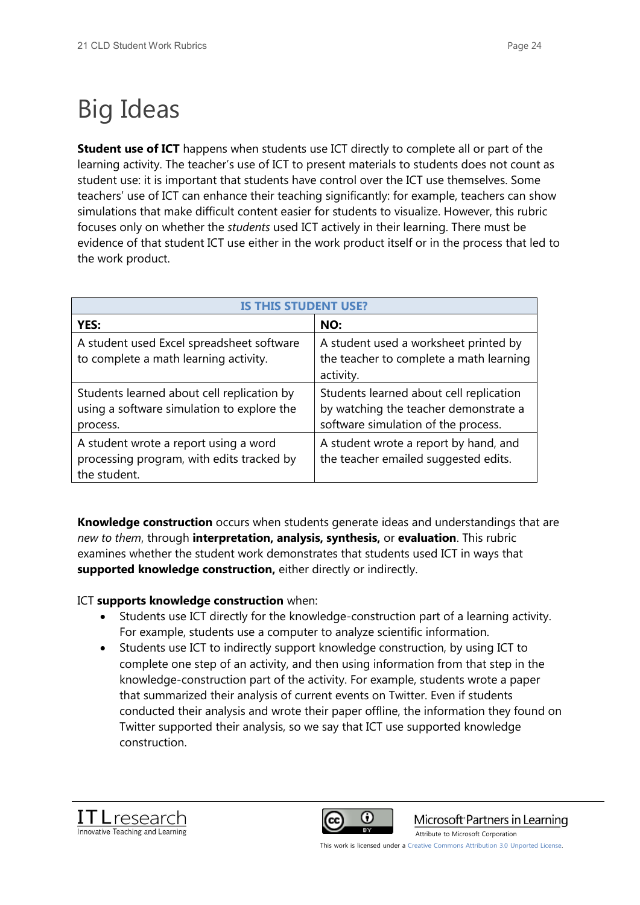# Big Ideas

**Student use of ICT** happens when students use ICT directly to complete all or part of the learning activity. The teacher's use of ICT to present materials to students does not count as student use: it is important that students have control over the ICT use themselves. Some teachers' use of ICT can enhance their teaching significantly: for example, teachers can show simulations that make difficult content easier for students to visualize. However, this rubric focuses only on whether the *students* used ICT actively in their learning. There must be evidence of that student ICT use either in the work product itself or in the process that led to the work product.

| IS THIS STUDENT USE? | |
|---|---|
| **YES:** | **NO:** |
| A student used Excel spreadsheet software to complete a math learning activity. | A student used a worksheet printed by the teacher to complete a math learning activity. |
| Students learned about cell replication by using a software simulation to explore the process. | Students learned about cell replication by watching the teacher demonstrate a software simulation of the process. |
| A student wrote a report using a word processing program, with edits tracked by the student. | A student wrote a report by hand, and the teacher emailed suggested edits. |

**Knowledge construction** occurs when students generate ideas and understandings that are *new to them*, through **interpretation, analysis, synthesis,** or **evaluation**. This rubric examines whether the student work demonstrates that students used ICT in ways that **supported knowledge construction,** either directly or indirectly.

ICT **supports knowledge construction** when:

- Students use ICT directly for the knowledge-construction part of a learning activity. For example, students use a computer to analyze scientific information.
- Students use ICT to indirectly support knowledge construction, by using ICT to complete one step of an activity, and then using information from that step in the knowledge-construction part of the activity. For example, students wrote a paper that summarized their analysis of current events on Twitter. Even if students conducted their analysis and wrote their paper offline, the information they found on Twitter supported their analysis, so we say that ICT use supported knowledge construction.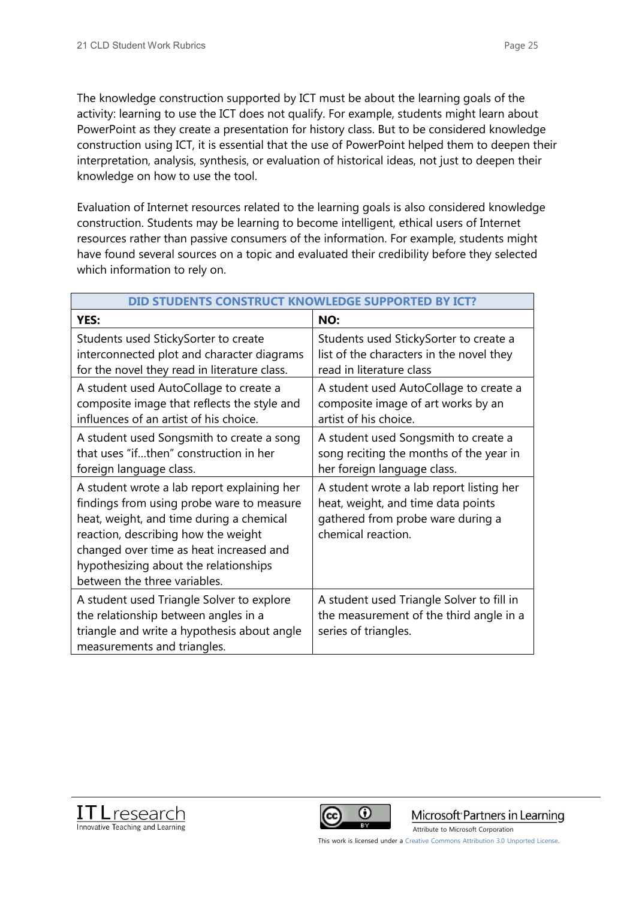The knowledge construction supported by ICT must be about the learning goals of the activity: learning to use the ICT does not qualify. For example, students might learn about PowerPoint as they create a presentation for history class. But to be considered knowledge construction using ICT, it is essential that the use of PowerPoint helped them to deepen their interpretation, analysis, synthesis, or evaluation of historical ideas, not just to deepen their knowledge on how to use the tool.

Evaluation of Internet resources related to the learning goals is also considered knowledge construction. Students may be learning to become intelligent, ethical users of Internet resources rather than passive consumers of the information. For example, students might have found several sources on a topic and evaluated their credibility before they selected which information to rely on.

| DID STUDENTS CONSTRUCT KNOWLEDGE SUPPORTED BY ICT? | |
|---|---|
| **YES:** | **NO:** |
| Students used StickySorter to create interconnected plot and character diagrams for the novel they read in literature class. | Students used StickySorter to create a list of the characters in the novel they read in literature class |
| A student used AutoCollage to create a composite image that reflects the style and influences of an artist of his choice. | A student used AutoCollage to create a composite image of art works by an artist of his choice. |
| A student used Songsmith to create a song that uses "if…then" construction in her foreign language class. | A student used Songsmith to create a song reciting the months of the year in her foreign language class. |
| A student wrote a lab report explaining her findings from using probe ware to measure heat, weight, and time during a chemical reaction, describing how the weight changed over time as heat increased and hypothesizing about the relationships between the three variables. | A student wrote a lab report listing her heat, weight, and time data points gathered from probe ware during a chemical reaction. |
| A student used Triangle Solver to explore the relationship between angles in a triangle and write a hypothesis about angle measurements and triangles. | A student used Triangle Solver to fill in the measurement of the third angle in a series of triangles. |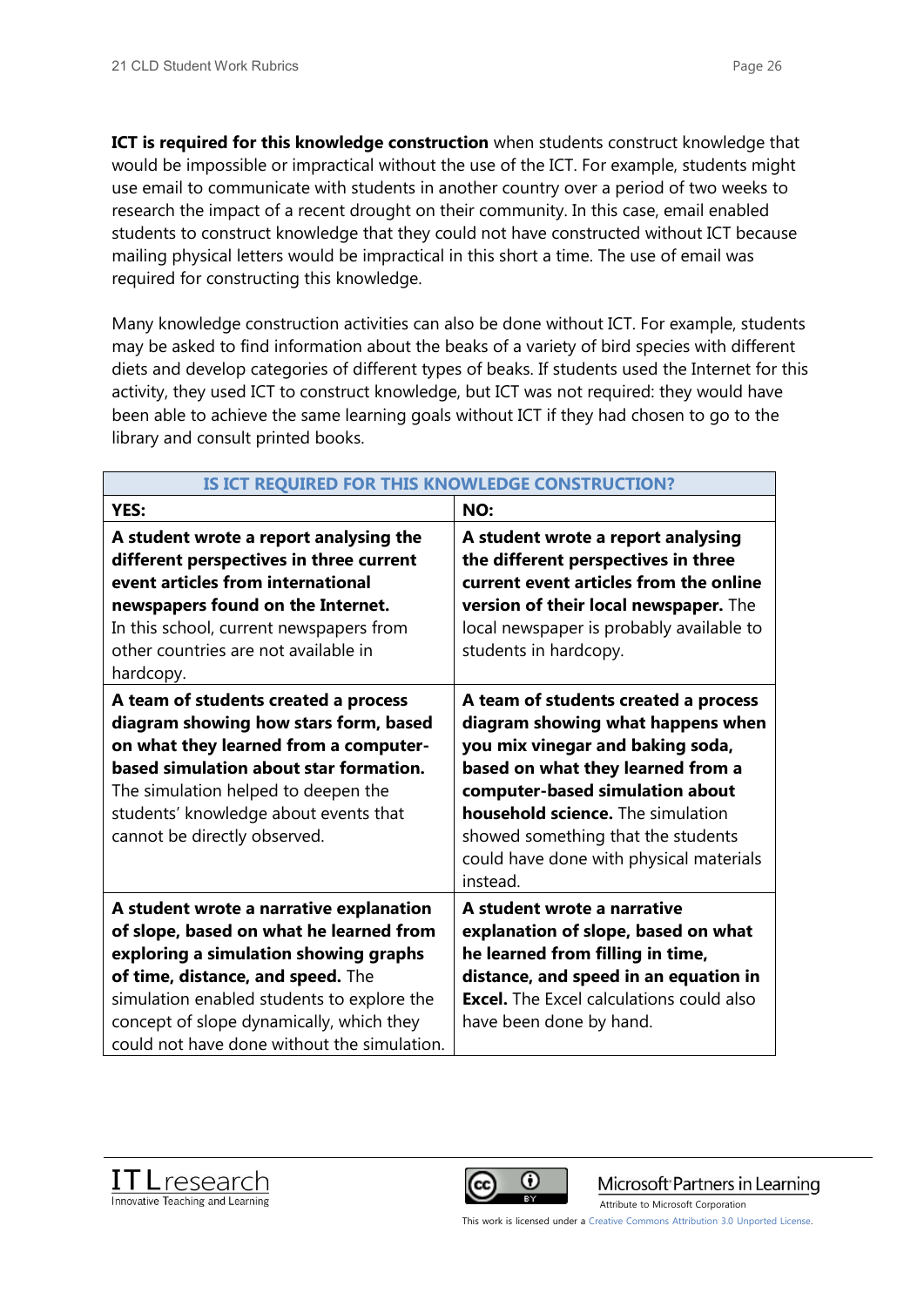**ICT is required for this knowledge construction** when students construct knowledge that would be impossible or impractical without the use of the ICT. For example, students might use email to communicate with students in another country over a period of two weeks to research the impact of a recent drought on their community. In this case, email enabled students to construct knowledge that they could not have constructed without ICT because mailing physical letters would be impractical in this short a time. The use of email was required for constructing this knowledge.

Many knowledge construction activities can also be done without ICT. For example, students may be asked to find information about the beaks of a variety of bird species with different diets and develop categories of different types of beaks. If students used the Internet for this activity, they used ICT to construct knowledge, but ICT was not required: they would have been able to achieve the same learning goals without ICT if they had chosen to go to the library and consult printed books.

| IS ICT REQUIRED FOR THIS KNOWLEDGE CONSTRUCTION? | |
|---|---|
| **YES:** | **NO:** |
| **A student wrote a report analysing the different perspectives in three current event articles from international newspapers found on the Internet.** In this school, current newspapers from other countries are not available in hardcopy. | **A student wrote a report analysing the different perspectives in three current event articles from the online version of their local newspaper.** The local newspaper is probably available to students in hardcopy. |
| **A team of students created a process diagram showing how stars form, based on what they learned from a computer-based simulation about star formation.** The simulation helped to deepen the students' knowledge about events that cannot be directly observed. | **A team of students created a process diagram showing what happens when you mix vinegar and baking soda, based on what they learned from a computer-based simulation about household science.** The simulation showed something that the students could have done with physical materials instead. |
| **A student wrote a narrative explanation of slope, based on what he learned from exploring a simulation showing graphs of time, distance, and speed.** The simulation enabled students to explore the concept of slope dynamically, which they could not have done without the simulation. | **A student wrote a narrative explanation of slope, based on what he learned from filling in time, distance, and speed in an equation in Excel.** The Excel calculations could also have been done by hand. |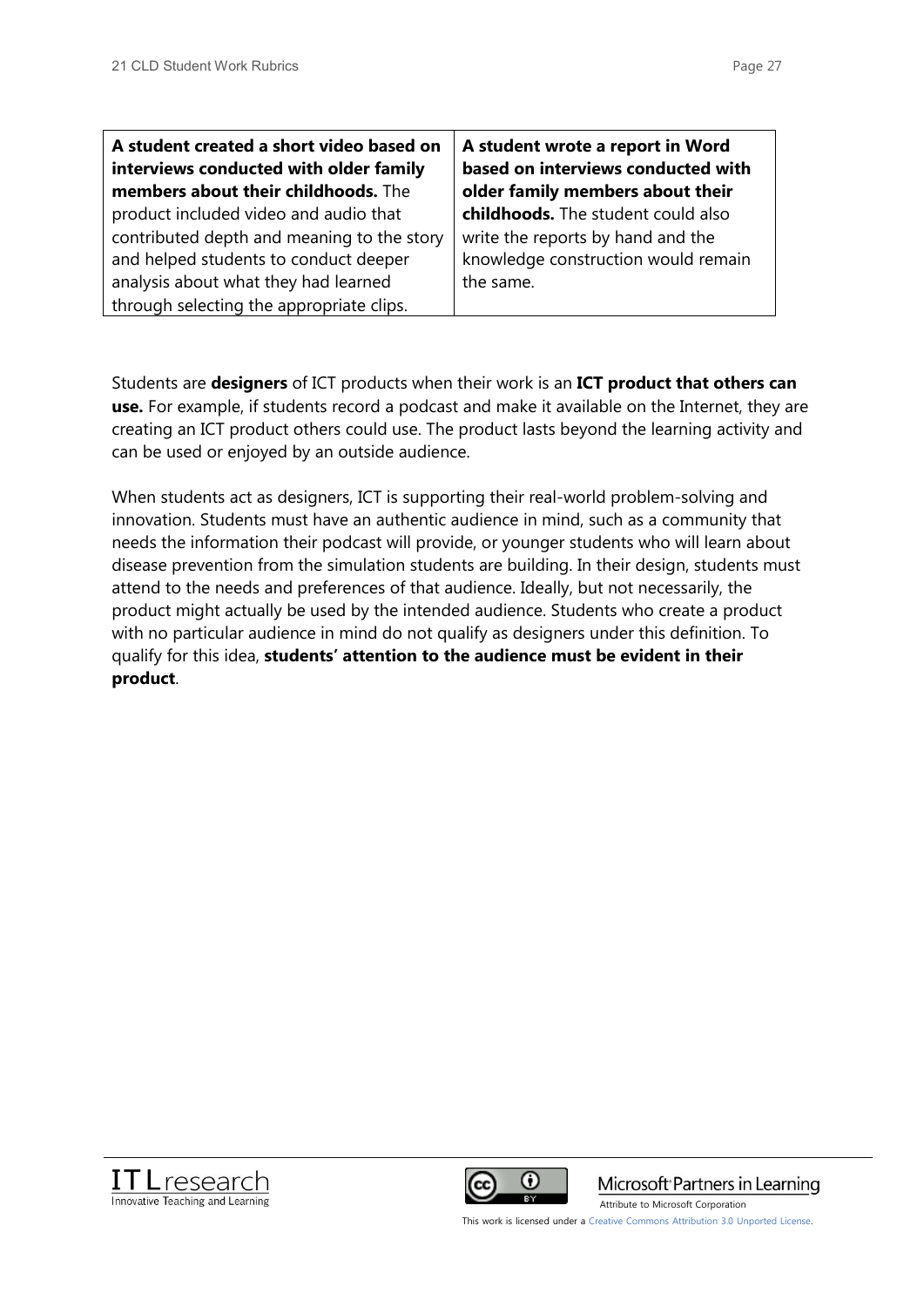| **A student created a short video based on interviews conducted with older family members about their childhoods.** The product included video and audio that contributed depth and meaning to the story and helped students to conduct deeper analysis about what they had learned through selecting the appropriate clips. | **A student wrote a report in Word based on interviews conducted with older family members about their childhoods.** The student could also write the reports by hand and the knowledge construction would remain the same. |
|---|---|

Students are **designers** of ICT products when their work is an **ICT product that others can use.** For example, if students record a podcast and make it available on the Internet, they are creating an ICT product others could use. The product lasts beyond the learning activity and can be used or enjoyed by an outside audience.

When students act as designers, ICT is supporting their real-world problem-solving and innovation. Students must have an authentic audience in mind, such as a community that needs the information their podcast will provide, or younger students who will learn about disease prevention from the simulation students are building. In their design, students must attend to the needs and preferences of that audience. Ideally, but not necessarily, the product might actually be used by the intended audience. Students who create a product with no particular audience in mind do not qualify as designers under this definition. To qualify for this idea, **students' attention to the audience must be evident in their product**.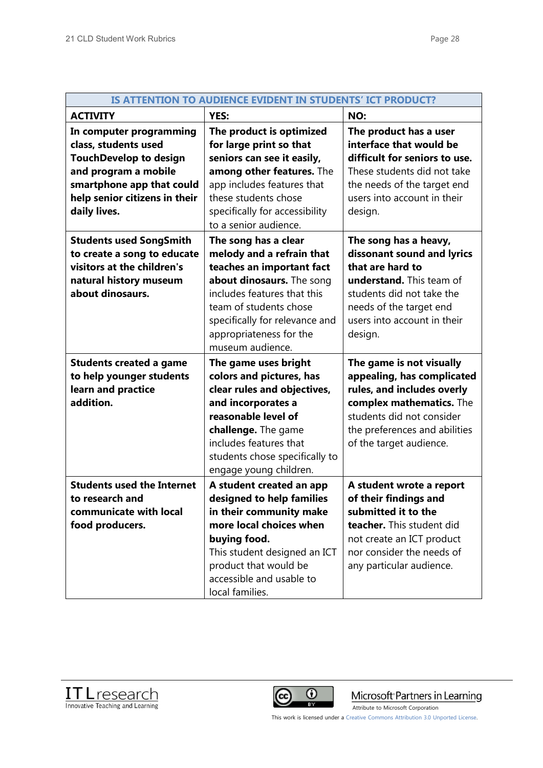| IS ATTENTION TO AUDIENCE EVIDENT IN STUDENTS' ICT PRODUCT? | | |
|---|---|---|
| **ACTIVITY** | **YES:** | **NO:** |
| **In computer programming class, students used TouchDevelop to design and program a mobile smartphone app that could help senior citizens in their daily lives.** | **The product is optimized for large print so that seniors can see it easily, among other features.** The app includes features that these students chose specifically for accessibility to a senior audience. | **The product has a user interface that would be difficult for seniors to use.** These students did not take the needs of the target end users into account in their design. |
| **Students used SongSmith to create a song to educate visitors at the children's natural history museum about dinosaurs.** | **The song has a clear melody and a refrain that teaches an important fact about dinosaurs.** The song includes features that this team of students chose specifically for relevance and appropriateness for the museum audience. | **The song has a heavy, dissonant sound and lyrics that are hard to understand.** This team of students did not take the needs of the target end users into account in their design. |
| **Students created a game to help younger students learn and practice addition.** | **The game uses bright colors and pictures, has clear rules and objectives, and incorporates a reasonable level of challenge.** The game includes features that students chose specifically to engage young children. | **The game is not visually appealing, has complicated rules, and includes overly complex mathematics.** The students did not consider the preferences and abilities of the target audience. |
| **Students used the Internet to research and communicate with local food producers.** | **A student created an app designed to help families in their community make more local choices when buying food.** This student designed an ICT product that would be accessible and usable to local families. | **A student wrote a report of their findings and submitted it to the teacher.** This student did not create an ICT product nor consider the needs of any particular audience. |

This work is licensed under a Creative Commons Attribution 3.0 Unported License.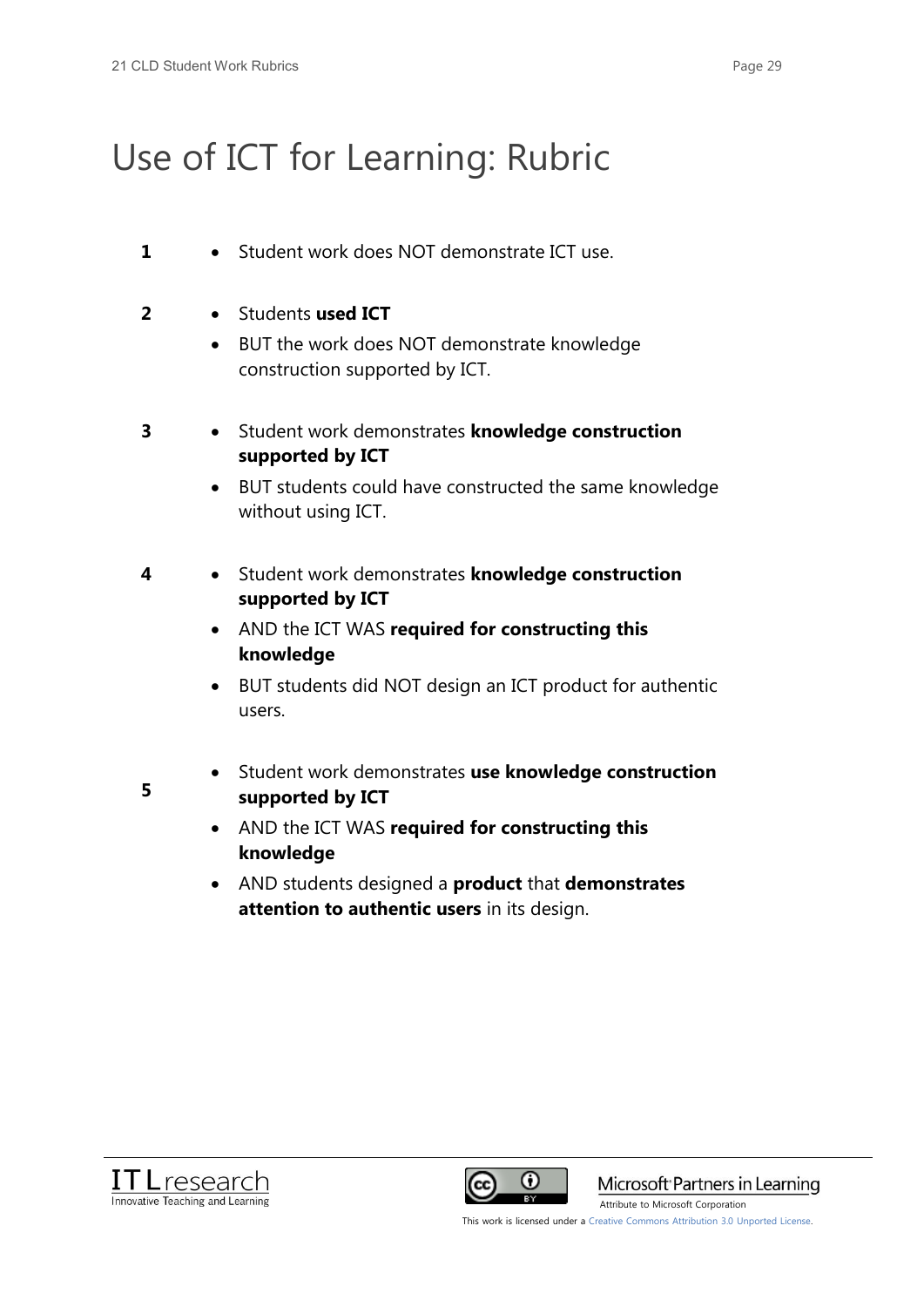# Use of ICT for Learning: Rubric

**1**

- Student work does NOT demonstrate ICT use.

**2**

- Students **used ICT**
- BUT the work does NOT demonstrate knowledge construction supported by ICT.

**3**

- Student work demonstrates **knowledge construction supported by ICT**
- BUT students could have constructed the same knowledge without using ICT.

**4**

- Student work demonstrates **knowledge construction supported by ICT**
- AND the ICT WAS **required for constructing this knowledge**
- BUT students did NOT design an ICT product for authentic users.

**5**

- Student work demonstrates **use knowledge construction supported by ICT**
- AND the ICT WAS **required for constructing this knowledge**
- AND students designed a **product** that **demonstrates attention to authentic users** in its design.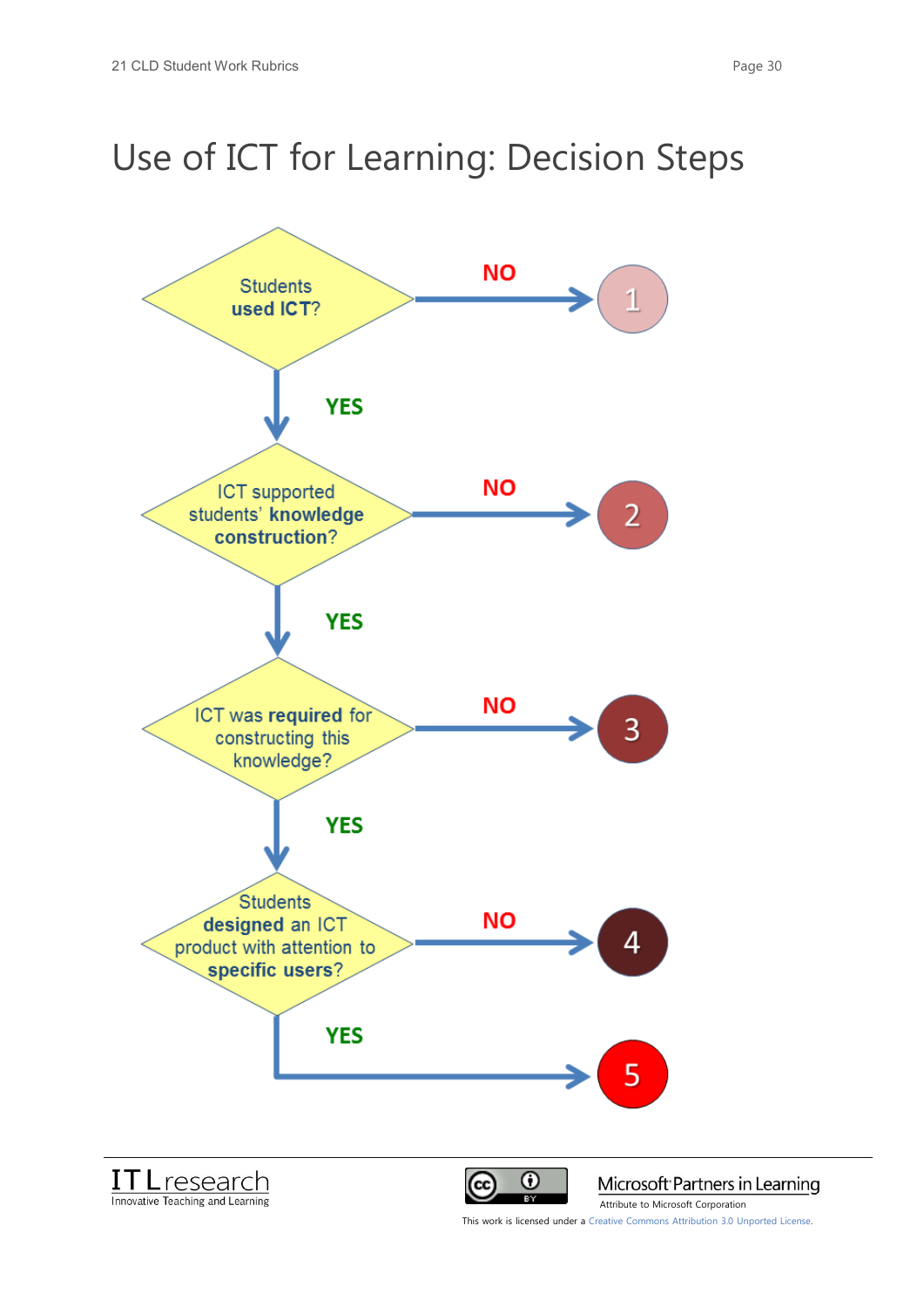# Use of ICT for Learning: Decision Steps

**Students used ICT?**
- NO → **1**
- YES ↓

**ICT supported students' knowledge construction?**
- NO → **2**
- YES ↓

**ICT was required for constructing this knowledge?**
- NO → **3**
- YES ↓

**Students designed an ICT product with attention to specific users?**
- NO → **4**
- YES → **5**

ITLresearch
Innovative Teaching and Learning

Microsoft Partners in Learning
Attribute to Microsoft Corporation

This work is licensed under a Creative Commons Attribution 3.0 Unported License.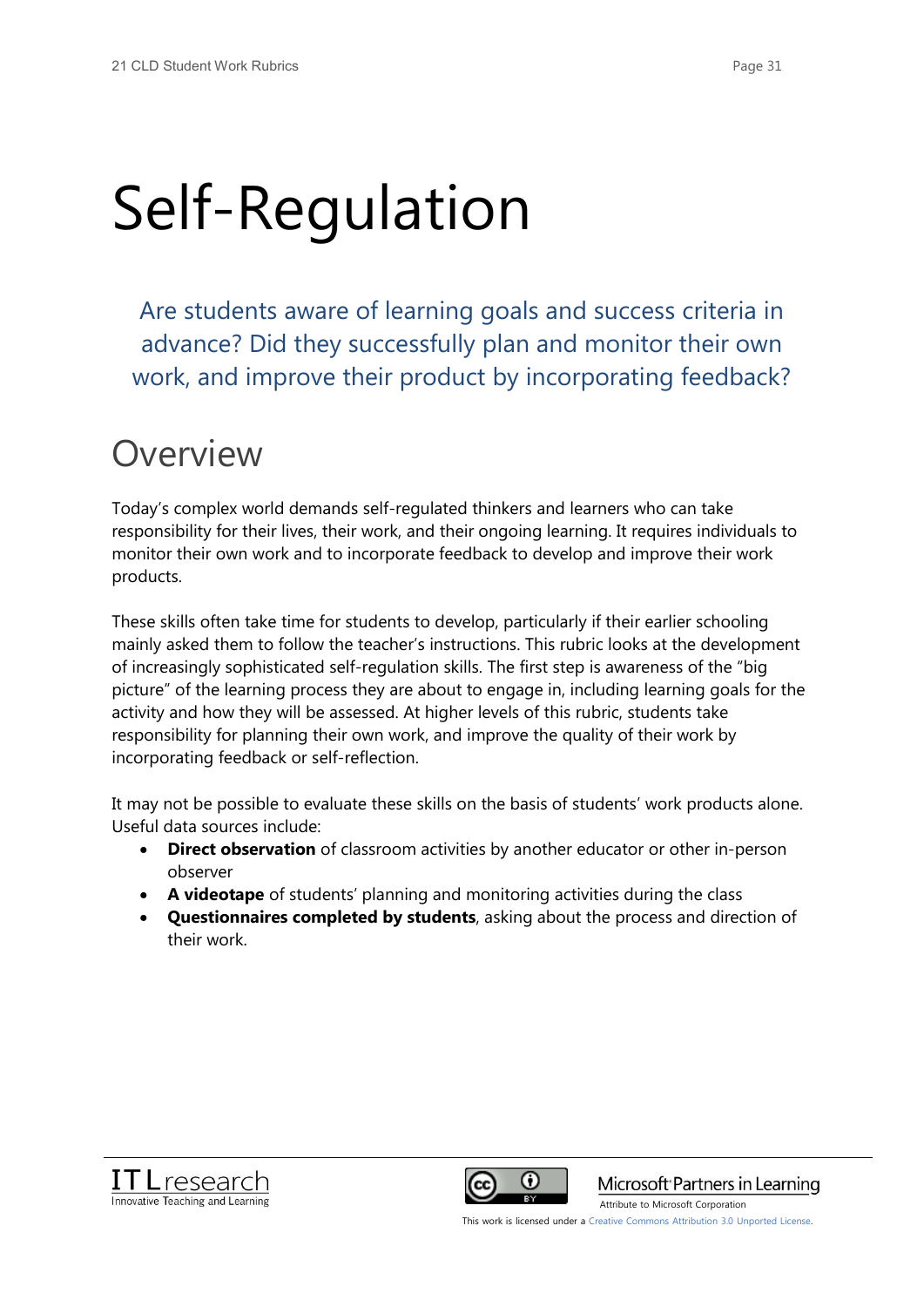# Self-Regulation

Are students aware of learning goals and success criteria in advance? Did they successfully plan and monitor their own work, and improve their product by incorporating feedback?

## Overview

Today's complex world demands self-regulated thinkers and learners who can take responsibility for their lives, their work, and their ongoing learning. It requires individuals to monitor their own work and to incorporate feedback to develop and improve their work products.

These skills often take time for students to develop, particularly if their earlier schooling mainly asked them to follow the teacher's instructions. This rubric looks at the development of increasingly sophisticated self-regulation skills. The first step is awareness of the "big picture" of the learning process they are about to engage in, including learning goals for the activity and how they will be assessed. At higher levels of this rubric, students take responsibility for planning their own work, and improve the quality of their work by incorporating feedback or self-reflection.

It may not be possible to evaluate these skills on the basis of students' work products alone. Useful data sources include:

- **Direct observation** of classroom activities by another educator or other in-person observer
- **A videotape** of students' planning and monitoring activities during the class
- **Questionnaires completed by students**, asking about the process and direction of their work.

ITL research
Innovative Teaching and Learning

Microsoft Partners in Learning
Attribute to Microsoft Corporation

This work is licensed under a Creative Commons Attribution 3.0 Unported License.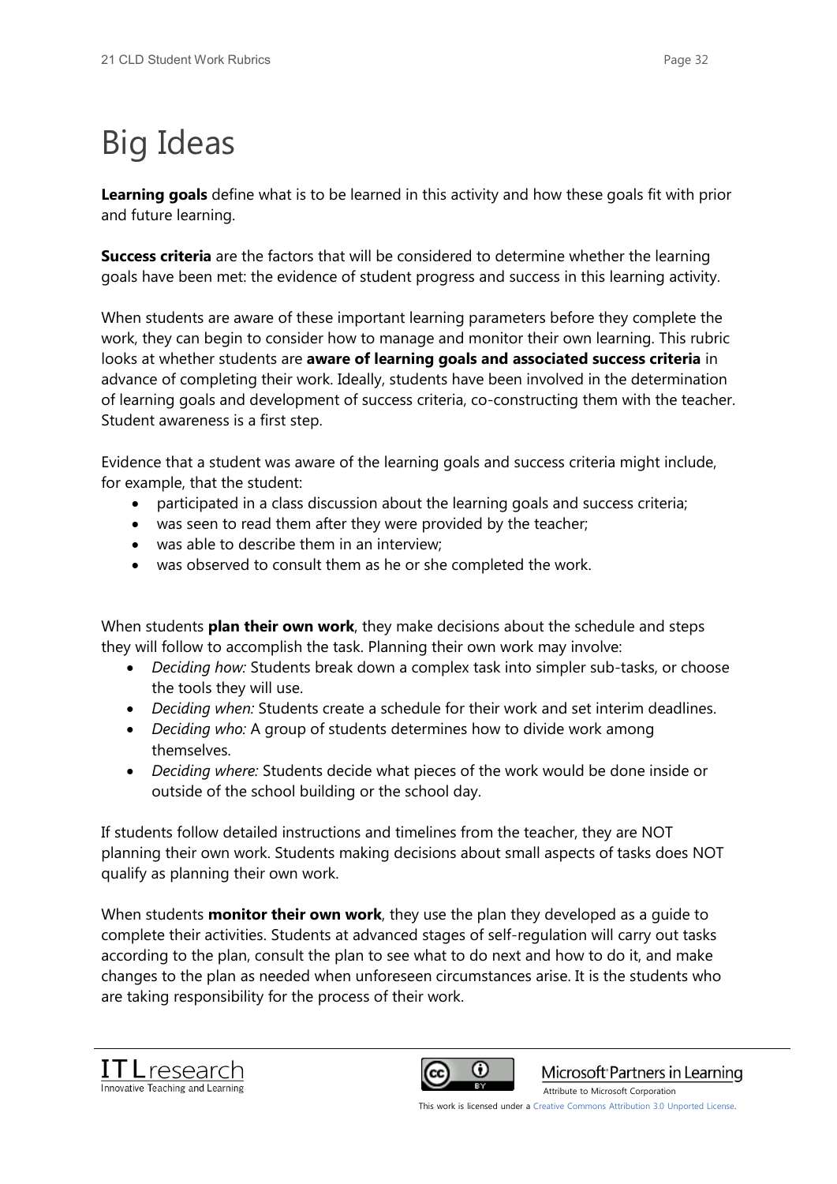# Big Ideas

**Learning goals** define what is to be learned in this activity and how these goals fit with prior and future learning.

**Success criteria** are the factors that will be considered to determine whether the learning goals have been met: the evidence of student progress and success in this learning activity.

When students are aware of these important learning parameters before they complete the work, they can begin to consider how to manage and monitor their own learning. This rubric looks at whether students are **aware of learning goals and associated success criteria** in advance of completing their work. Ideally, students have been involved in the determination of learning goals and development of success criteria, co-constructing them with the teacher. Student awareness is a first step.

Evidence that a student was aware of the learning goals and success criteria might include, for example, that the student:

- participated in a class discussion about the learning goals and success criteria;
- was seen to read them after they were provided by the teacher;
- was able to describe them in an interview;
- was observed to consult them as he or she completed the work.

When students **plan their own work**, they make decisions about the schedule and steps they will follow to accomplish the task. Planning their own work may involve:

- *Deciding how:* Students break down a complex task into simpler sub-tasks, or choose the tools they will use.
- *Deciding when:* Students create a schedule for their work and set interim deadlines.
- *Deciding who:* A group of students determines how to divide work among themselves.
- *Deciding where:* Students decide what pieces of the work would be done inside or outside of the school building or the school day.

If students follow detailed instructions and timelines from the teacher, they are NOT planning their own work. Students making decisions about small aspects of tasks does NOT qualify as planning their own work.

When students **monitor their own work**, they use the plan they developed as a guide to complete their activities. Students at advanced stages of self-regulation will carry out tasks according to the plan, consult the plan to see what to do next and how to do it, and make changes to the plan as needed when unforeseen circumstances arise. It is the students who are taking responsibility for the process of their work.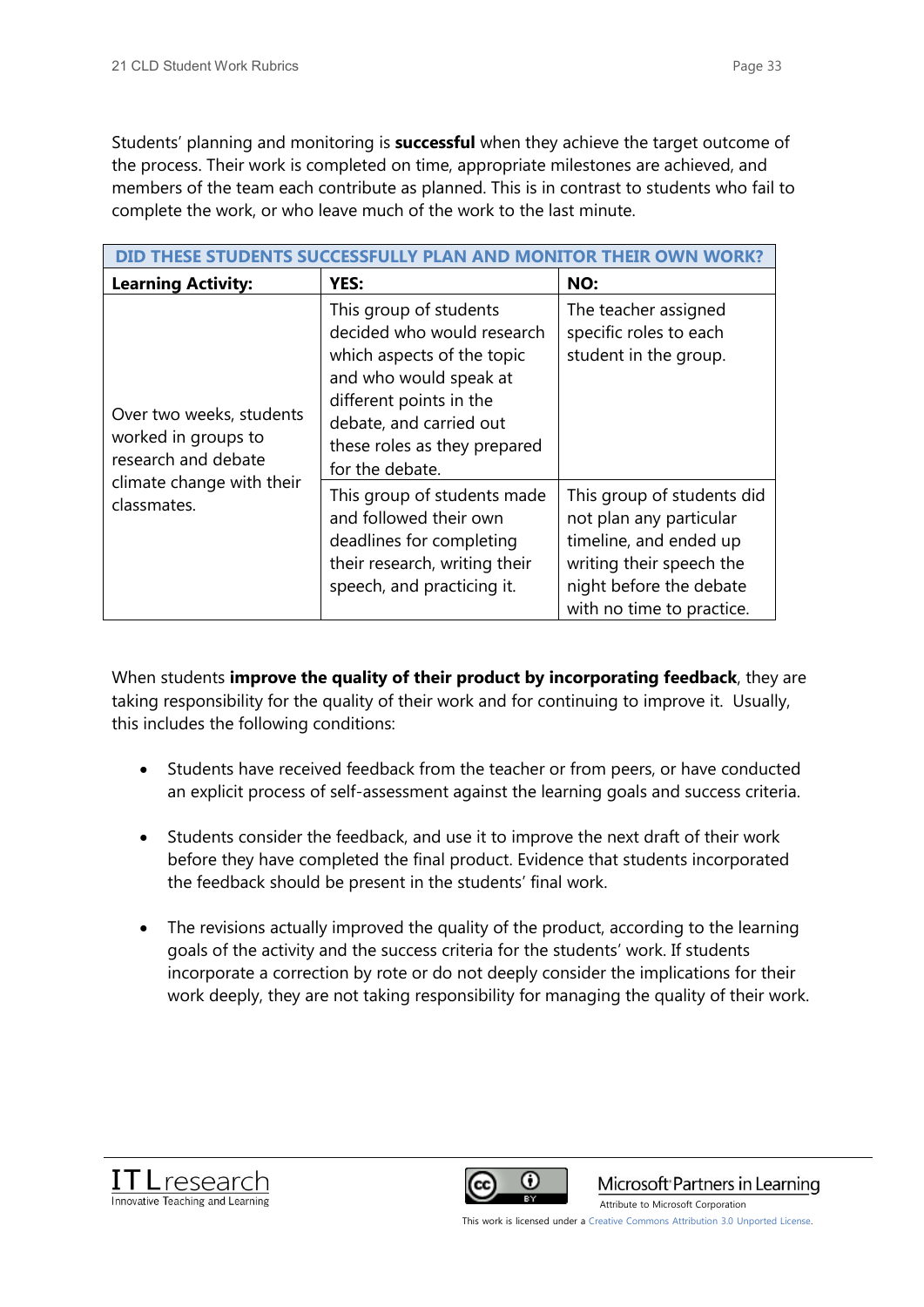Students' planning and monitoring is **successful** when they achieve the target outcome of the process. Their work is completed on time, appropriate milestones are achieved, and members of the team each contribute as planned. This is in contrast to students who fail to complete the work, or who leave much of the work to the last minute.

| DID THESE STUDENTS SUCCESSFULLY PLAN AND MONITOR THEIR OWN WORK? | | |
|---|---|---|
| **Learning Activity:** | **YES:** | **NO:** |
| Over two weeks, students worked in groups to research and debate climate change with their classmates. | This group of students decided who would research which aspects of the topic and who would speak at different points in the debate, and carried out these roles as they prepared for the debate. | The teacher assigned specific roles to each student in the group. |
| | This group of students made and followed their own deadlines for completing their research, writing their speech, and practicing it. | This group of students did not plan any particular timeline, and ended up writing their speech the night before the debate with no time to practice. |

When students **improve the quality of their product by incorporating feedback**, they are taking responsibility for the quality of their work and for continuing to improve it. Usually, this includes the following conditions:

- Students have received feedback from the teacher or from peers, or have conducted an explicit process of self-assessment against the learning goals and success criteria.
- Students consider the feedback, and use it to improve the next draft of their work before they have completed the final product. Evidence that students incorporated the feedback should be present in the students' final work.
- The revisions actually improved the quality of the product, according to the learning goals of the activity and the success criteria for the students' work. If students incorporate a correction by rote or do not deeply consider the implications for their work deeply, they are not taking responsibility for managing the quality of their work.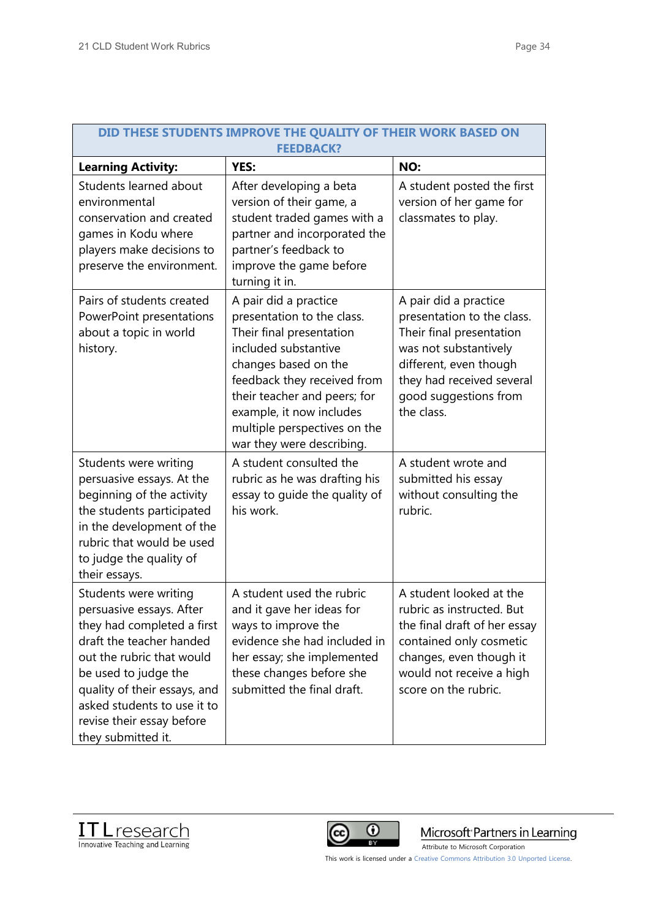| DID THESE STUDENTS IMPROVE THE QUALITY OF THEIR WORK BASED ON FEEDBACK? | | |
|---|---|---|
| **Learning Activity:** | **YES:** | **NO:** |
| Students learned about environmental conservation and created games in Kodu where players make decisions to preserve the environment. | After developing a beta version of their game, a student traded games with a partner and incorporated the partner's feedback to improve the game before turning it in. | A student posted the first version of her game for classmates to play. |
| Pairs of students created PowerPoint presentations about a topic in world history. | A pair did a practice presentation to the class. Their final presentation included substantive changes based on the feedback they received from their teacher and peers; for example, it now includes multiple perspectives on the war they were describing. | A pair did a practice presentation to the class. Their final presentation was not substantively different, even though they had received several good suggestions from the class. |
| Students were writing persuasive essays. At the beginning of the activity the students participated in the development of the rubric that would be used to judge the quality of their essays. | A student consulted the rubric as he was drafting his essay to guide the quality of his work. | A student wrote and submitted his essay without consulting the rubric. |
| Students were writing persuasive essays. After they had completed a first draft the teacher handed out the rubric that would be used to judge the quality of their essays, and asked students to use it to revise their essay before they submitted it. | A student used the rubric and it gave her ideas for ways to improve the evidence she had included in her essay; she implemented these changes before she submitted the final draft. | A student looked at the rubric as instructed. But the final draft of her essay contained only cosmetic changes, even though it would not receive a high score on the rubric. |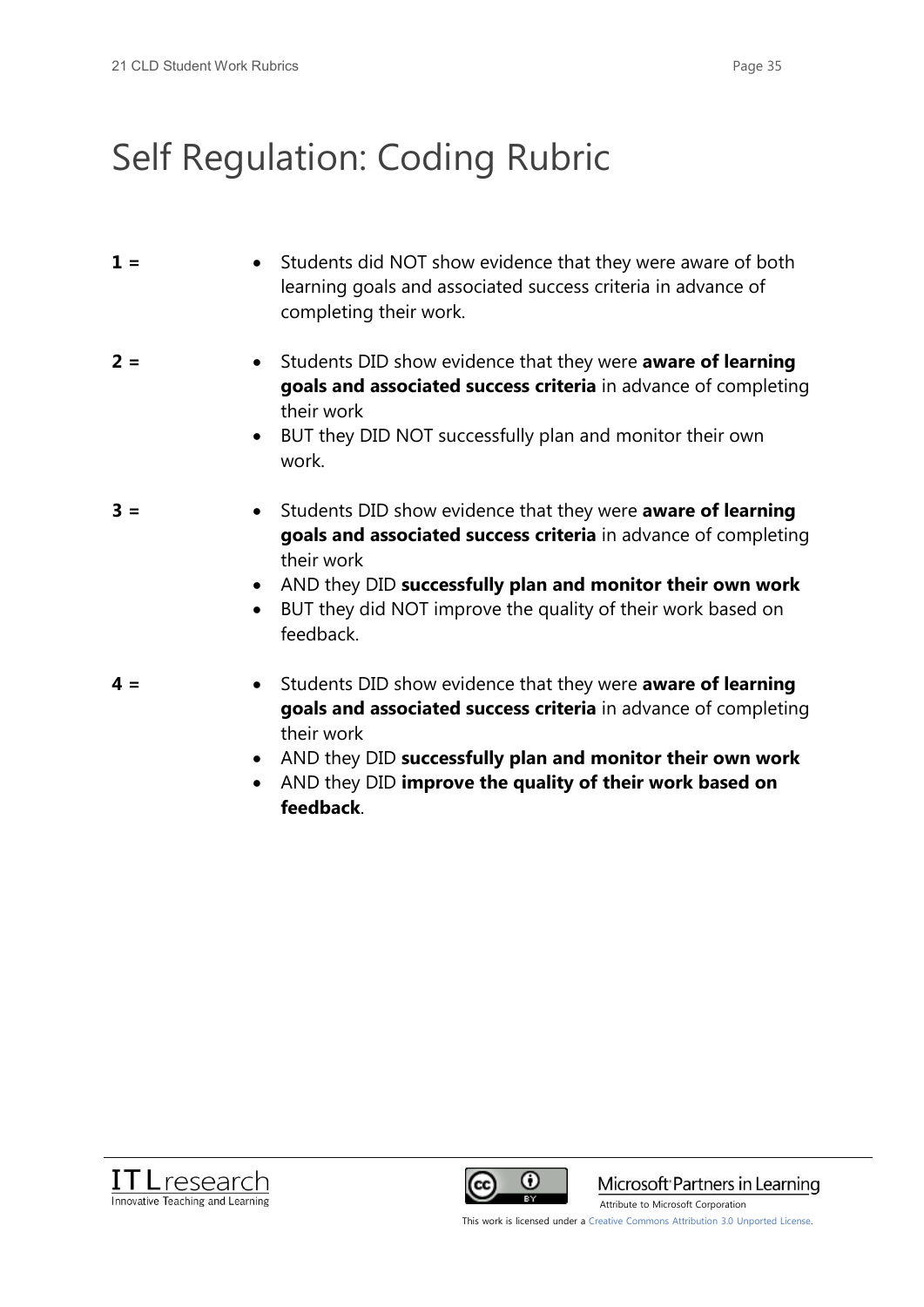# Self Regulation: Coding Rubric

**1 =**

- Students did NOT show evidence that they were aware of both learning goals and associated success criteria in advance of completing their work.

**2 =**

- Students DID show evidence that they were **aware of learning goals and associated success criteria** in advance of completing their work
- BUT they DID NOT successfully plan and monitor their own work.

**3 =**

- Students DID show evidence that they were **aware of learning goals and associated success criteria** in advance of completing their work
- AND they DID **successfully plan and monitor their own work**
- BUT they did NOT improve the quality of their work based on feedback.

**4 =**

- Students DID show evidence that they were **aware of learning goals and associated success criteria** in advance of completing their work
- AND they DID **successfully plan and monitor their own work**
- AND they DID **improve the quality of their work based on feedback**.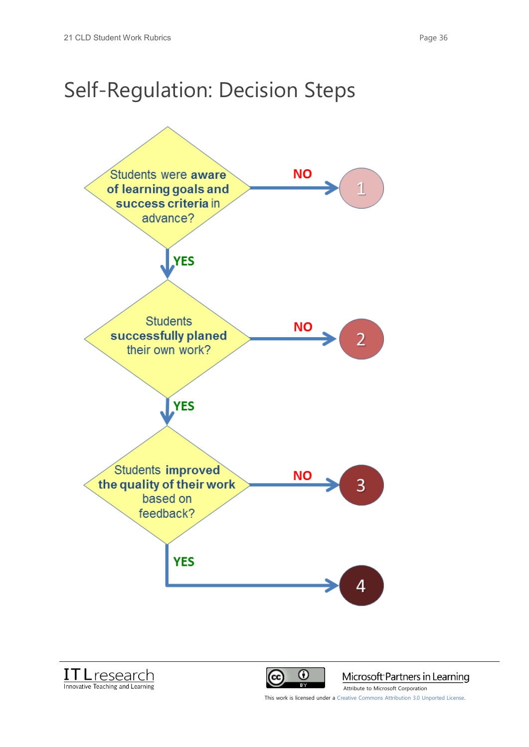# Self-Regulation: Decision Steps

Students were **aware of learning goals and success criteria** in advance?

- **NO** → 1
- **YES** ↓

Students **successfully planed** their own work?

- **NO** → 2
- **YES** ↓

Students **improved the quality of their work** based on feedback?

- **NO** → 3
- **YES** → 4

ITLresearch
Innovative Teaching and Learning

Microsoft Partners in Learning
Attribute to Microsoft Corporation

This work is licensed under a Creative Commons Attribution 3.0 Unported License.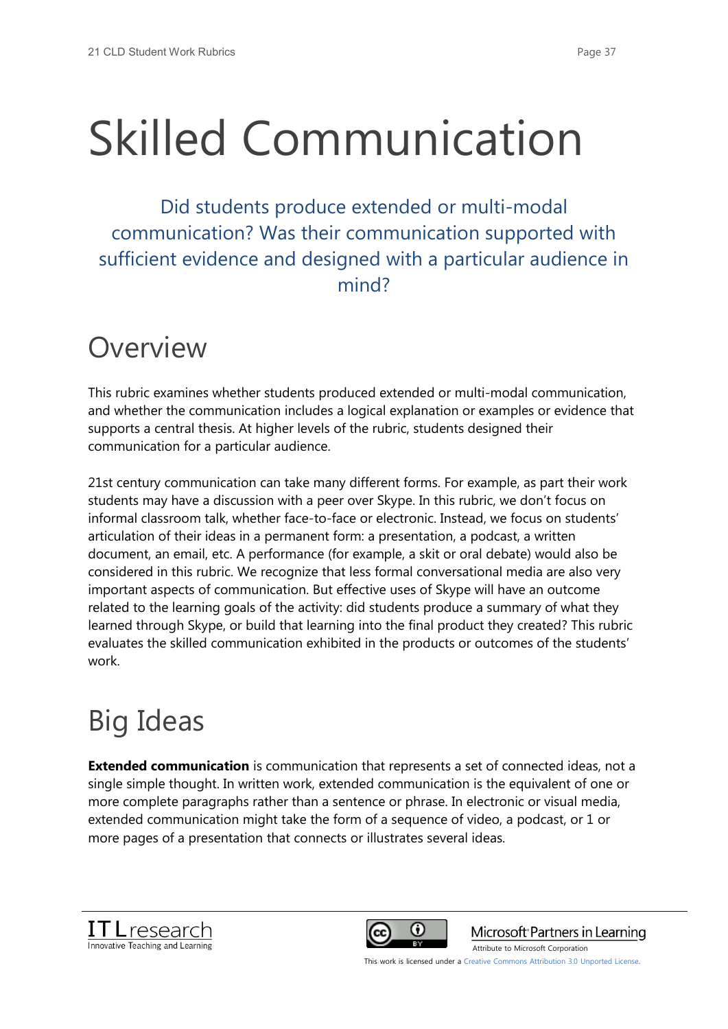# Skilled Communication

Did students produce extended or multi-modal communication? Was their communication supported with sufficient evidence and designed with a particular audience in mind?

## Overview

This rubric examines whether students produced extended or multi-modal communication, and whether the communication includes a logical explanation or examples or evidence that supports a central thesis. At higher levels of the rubric, students designed their communication for a particular audience.

21st century communication can take many different forms. For example, as part their work students may have a discussion with a peer over Skype. In this rubric, we don't focus on informal classroom talk, whether face-to-face or electronic. Instead, we focus on students' articulation of their ideas in a permanent form: a presentation, a podcast, a written document, an email, etc. A performance (for example, a skit or oral debate) would also be considered in this rubric. We recognize that less formal conversational media are also very important aspects of communication. But effective uses of Skype will have an outcome related to the learning goals of the activity: did students produce a summary of what they learned through Skype, or build that learning into the final product they created? This rubric evaluates the skilled communication exhibited in the products or outcomes of the students' work.

## Big Ideas

**Extended communication** is communication that represents a set of connected ideas, not a single simple thought. In written work, extended communication is the equivalent of one or more complete paragraphs rather than a sentence or phrase. In electronic or visual media, extended communication might take the form of a sequence of video, a podcast, or 1 or more pages of a presentation that connects or illustrates several ideas.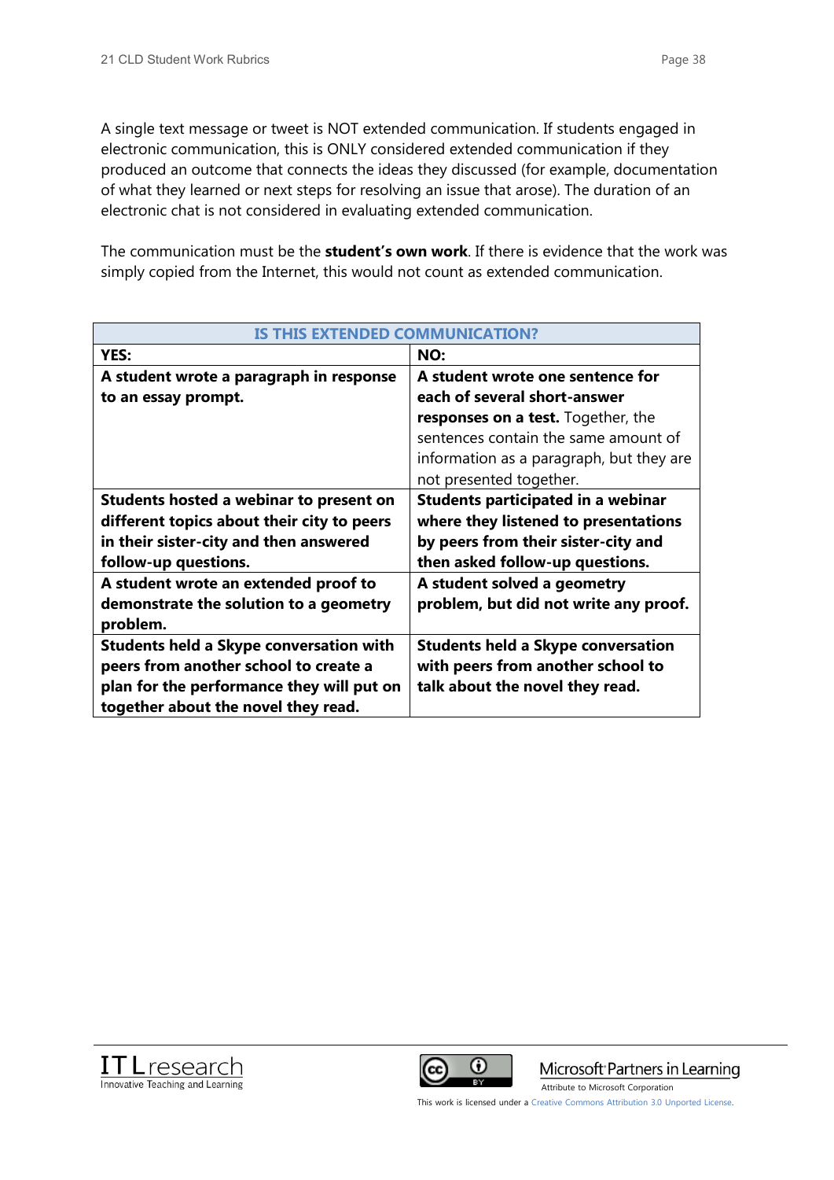A single text message or tweet is NOT extended communication. If students engaged in electronic communication, this is ONLY considered extended communication if they produced an outcome that connects the ideas they discussed (for example, documentation of what they learned or next steps for resolving an issue that arose). The duration of an electronic chat is not considered in evaluating extended communication.

The communication must be the **student's own work**. If there is evidence that the work was simply copied from the Internet, this would not count as extended communication.

| IS THIS EXTENDED COMMUNICATION? | |
|---|---|
| **YES:** | **NO:** |
| **A student wrote a paragraph in response to an essay prompt.** | **A student wrote one sentence for each of several short-answer responses on a test.** Together, the sentences contain the same amount of information as a paragraph, but they are not presented together. |
| **Students hosted a webinar to present on different topics about their city to peers in their sister-city and then answered follow-up questions.** | **Students participated in a webinar where they listened to presentations by peers from their sister-city and then asked follow-up questions.** |
| **A student wrote an extended proof to demonstrate the solution to a geometry problem.** | **A student solved a geometry problem, but did not write any proof.** |
| **Students held a Skype conversation with peers from another school to create a plan for the performance they will put on together about the novel they read.** | **Students held a Skype conversation with peers from another school to talk about the novel they read.** |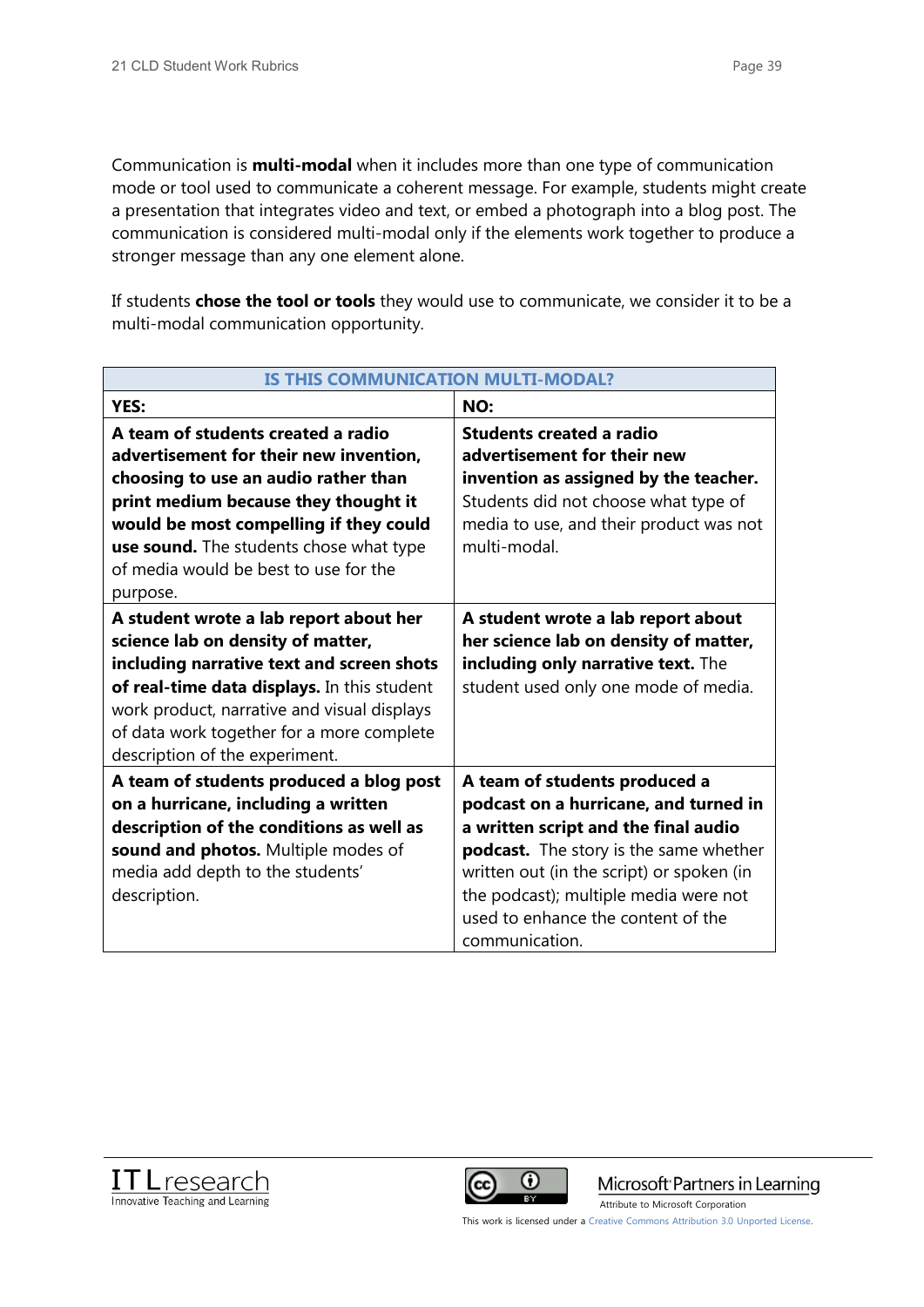Communication is **multi-modal** when it includes more than one type of communication mode or tool used to communicate a coherent message. For example, students might create a presentation that integrates video and text, or embed a photograph into a blog post. The communication is considered multi-modal only if the elements work together to produce a stronger message than any one element alone.

If students **chose the tool or tools** they would use to communicate, we consider it to be a multi-modal communication opportunity.

| IS THIS COMMUNICATION MULTI-MODAL? | |
|---|---|
| **YES:** | **NO:** |
| **A team of students created a radio advertisement for their new invention, choosing to use an audio rather than print medium because they thought it would be most compelling if they could use sound.** The students chose what type of media would be best to use for the purpose. | **Students created a radio advertisement for their new invention as assigned by the teacher.** Students did not choose what type of media to use, and their product was not multi-modal. |
| **A student wrote a lab report about her science lab on density of matter, including narrative text and screen shots of real-time data displays.** In this student work product, narrative and visual displays of data work together for a more complete description of the experiment. | **A student wrote a lab report about her science lab on density of matter, including only narrative text.** The student used only one mode of media. |
| **A team of students produced a blog post on a hurricane, including a written description of the conditions as well as sound and photos.** Multiple modes of media add depth to the students' description. | **A team of students produced a podcast on a hurricane, and turned in a written script and the final audio podcast.** The story is the same whether written out (in the script) or spoken (in the podcast); multiple media were not used to enhance the content of the communication. |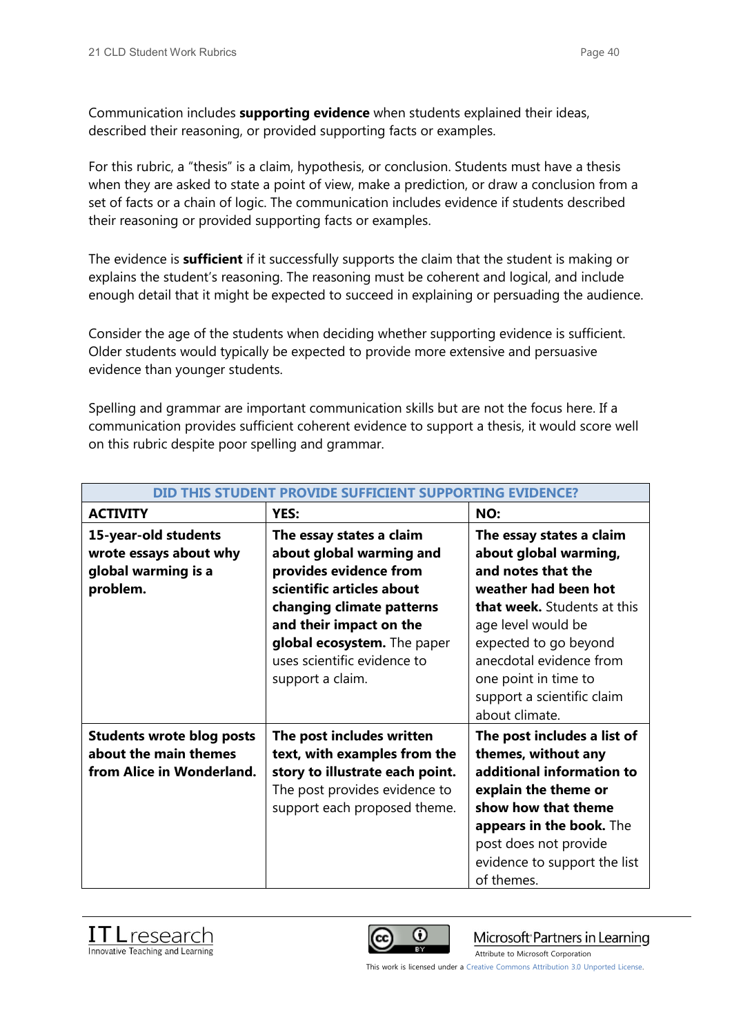Communication includes **supporting evidence** when students explained their ideas, described their reasoning, or provided supporting facts or examples.

For this rubric, a "thesis" is a claim, hypothesis, or conclusion. Students must have a thesis when they are asked to state a point of view, make a prediction, or draw a conclusion from a set of facts or a chain of logic. The communication includes evidence if students described their reasoning or provided supporting facts or examples.

The evidence is **sufficient** if it successfully supports the claim that the student is making or explains the student's reasoning. The reasoning must be coherent and logical, and include enough detail that it might be expected to succeed in explaining or persuading the audience.

Consider the age of the students when deciding whether supporting evidence is sufficient. Older students would typically be expected to provide more extensive and persuasive evidence than younger students.

Spelling and grammar are important communication skills but are not the focus here. If a communication provides sufficient coherent evidence to support a thesis, it would score well on this rubric despite poor spelling and grammar.

| DID THIS STUDENT PROVIDE SUFFICIENT SUPPORTING EVIDENCE? | | |
|---|---|---|
| **ACTIVITY** | **YES:** | **NO:** |
| **15-year-old students wrote essays about why global warming is a problem.** | **The essay states a claim about global warming and provides evidence from scientific articles about changing climate patterns and their impact on the global ecosystem.** The paper uses scientific evidence to support a claim. | **The essay states a claim about global warming, and notes that the weather had been hot that week.** Students at this age level would be expected to go beyond anecdotal evidence from one point in time to support a scientific claim about climate. |
| **Students wrote blog posts about the main themes from Alice in Wonderland.** | **The post includes written text, with examples from the story to illustrate each point.** The post provides evidence to support each proposed theme. | **The post includes a list of themes, without any additional information to explain the theme or show how that theme appears in the book.** The post does not provide evidence to support the list of themes. |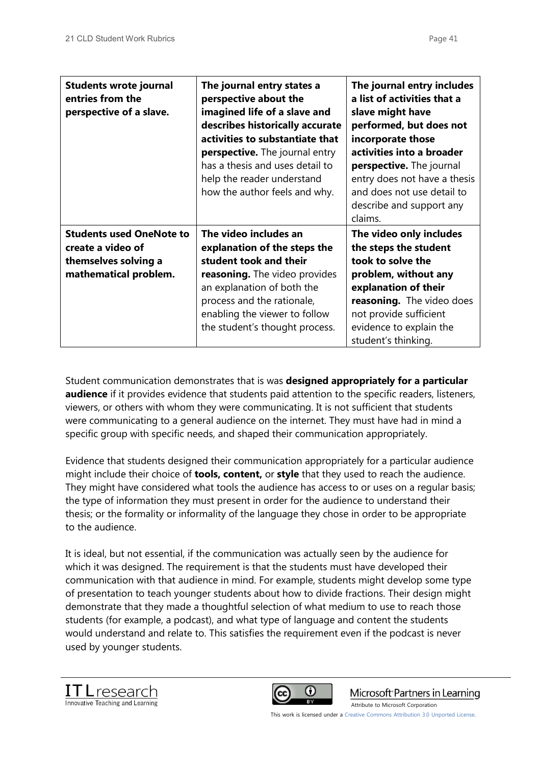| **Students wrote journal entries from the perspective of a slave.** | **The journal entry states a perspective about the imagined life of a slave and describes historically accurate activities to substantiate that perspective.** The journal entry has a thesis and uses detail to help the reader understand how the author feels and why. | **The journal entry includes a list of activities that a slave might have performed, but does not incorporate those activities into a broader perspective.** The journal entry does not have a thesis and does not use detail to describe and support any claims. |
|---|---|---|
| **Students used OneNote to create a video of themselves solving a mathematical problem.** | **The video includes an explanation of the steps the student took and their reasoning.** The video provides an explanation of both the process and the rationale, enabling the viewer to follow the student's thought process. | **The video only includes the steps the student took to solve the problem, without any explanation of their reasoning.** The video does not provide sufficient evidence to explain the student's thinking. |

Student communication demonstrates that is was **designed appropriately for a particular audience** if it provides evidence that students paid attention to the specific readers, listeners, viewers, or others with whom they were communicating. It is not sufficient that students were communicating to a general audience on the internet. They must have had in mind a specific group with specific needs, and shaped their communication appropriately.

Evidence that students designed their communication appropriately for a particular audience might include their choice of **tools, content,** or **style** that they used to reach the audience. They might have considered what tools the audience has access to or uses on a regular basis; the type of information they must present in order for the audience to understand their thesis; or the formality or informality of the language they chose in order to be appropriate to the audience.

It is ideal, but not essential, if the communication was actually seen by the audience for which it was designed. The requirement is that the students must have developed their communication with that audience in mind. For example, students might develop some type of presentation to teach younger students about how to divide fractions. Their design might demonstrate that they made a thoughtful selection of what medium to use to reach those students (for example, a podcast), and what type of language and content the students would understand and relate to. This satisfies the requirement even if the podcast is never used by younger students.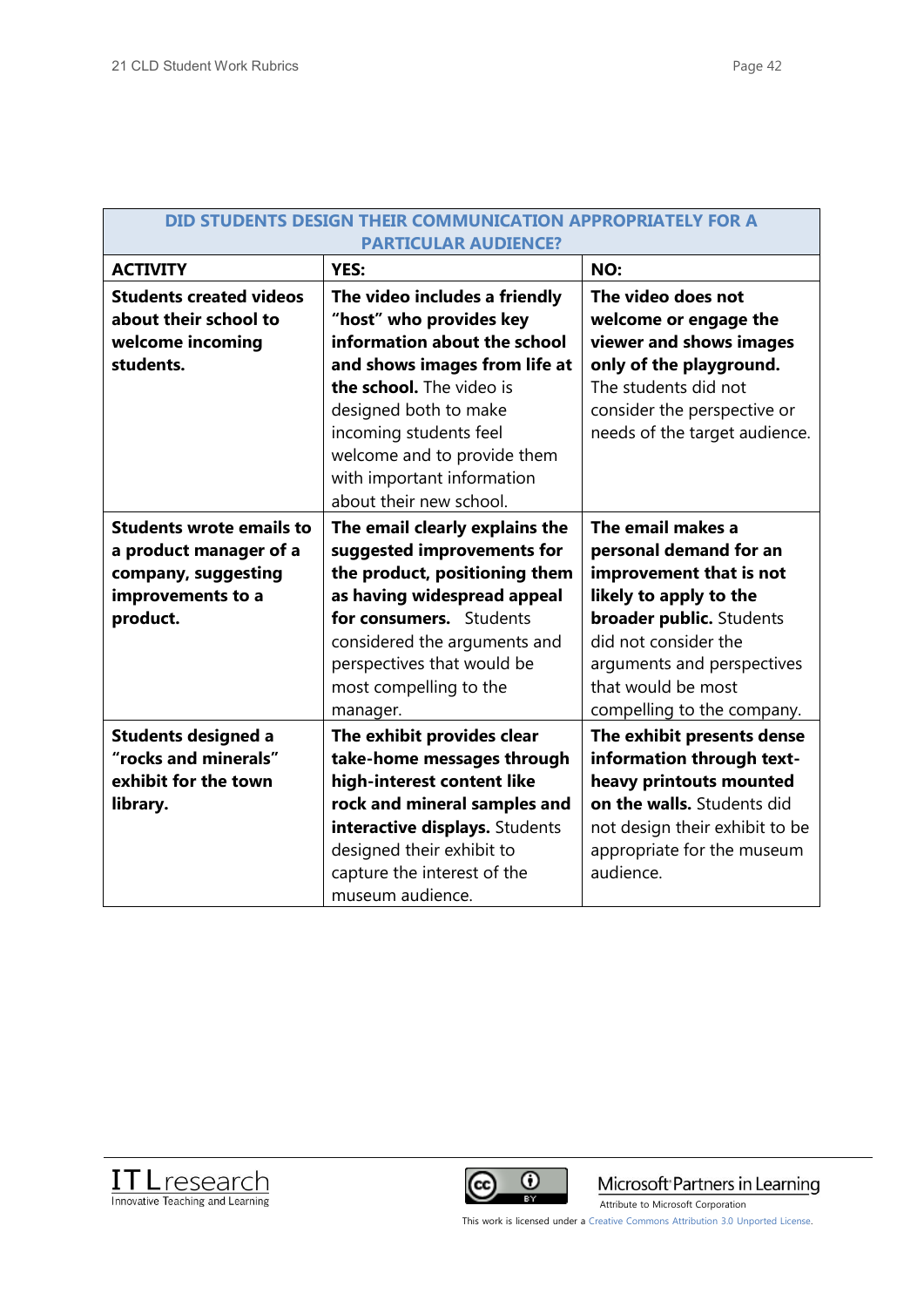| DID STUDENTS DESIGN THEIR COMMUNICATION APPROPRIATELY FOR A PARTICULAR AUDIENCE? | | |
|---|---|---|
| **ACTIVITY** | **YES:** | **NO:** |
| **Students created videos about their school to welcome incoming students.** | **The video includes a friendly "host" who provides key information about the school and shows images from life at the school.** The video is designed both to make incoming students feel welcome and to provide them with important information about their new school. | **The video does not welcome or engage the viewer and shows images only of the playground.** The students did not consider the perspective or needs of the target audience. |
| **Students wrote emails to a product manager of a company, suggesting improvements to a product.** | **The email clearly explains the suggested improvements for the product, positioning them as having widespread appeal for consumers.** Students considered the arguments and perspectives that would be most compelling to the manager. | **The email makes a personal demand for an improvement that is not likely to apply to the broader public.** Students did not consider the arguments and perspectives that would be most compelling to the company. |
| **Students designed a "rocks and minerals" exhibit for the town library.** | **The exhibit provides clear take-home messages through high-interest content like rock and mineral samples and interactive displays.** Students designed their exhibit to capture the interest of the museum audience. | **The exhibit presents dense information through text-heavy printouts mounted on the walls.** Students did not design their exhibit to be appropriate for the museum audience. |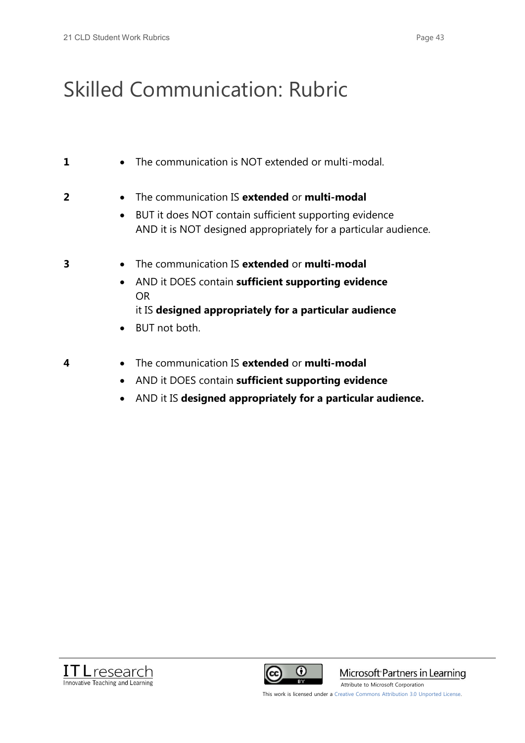# Skilled Communication: Rubric

**1**

- The communication is NOT extended or multi-modal.

**2**

- The communication IS **extended** or **multi-modal**
- BUT it does NOT contain sufficient supporting evidence
  AND it is NOT designed appropriately for a particular audience.

**3**

- The communication IS **extended** or **multi-modal**
- AND it DOES contain **sufficient supporting evidence**
  OR
  it IS **designed appropriately for a particular audience**
- BUT not both.

**4**

- The communication IS **extended** or **multi-modal**
- AND it DOES contain **sufficient supporting evidence**
- AND it IS **designed appropriately for a particular audience.**

ITL research
Innovative Teaching and Learning

Microsoft Partners in Learning
Attribute to Microsoft Corporation

This work is licensed under a Creative Commons Attribution 3.0 Unported License.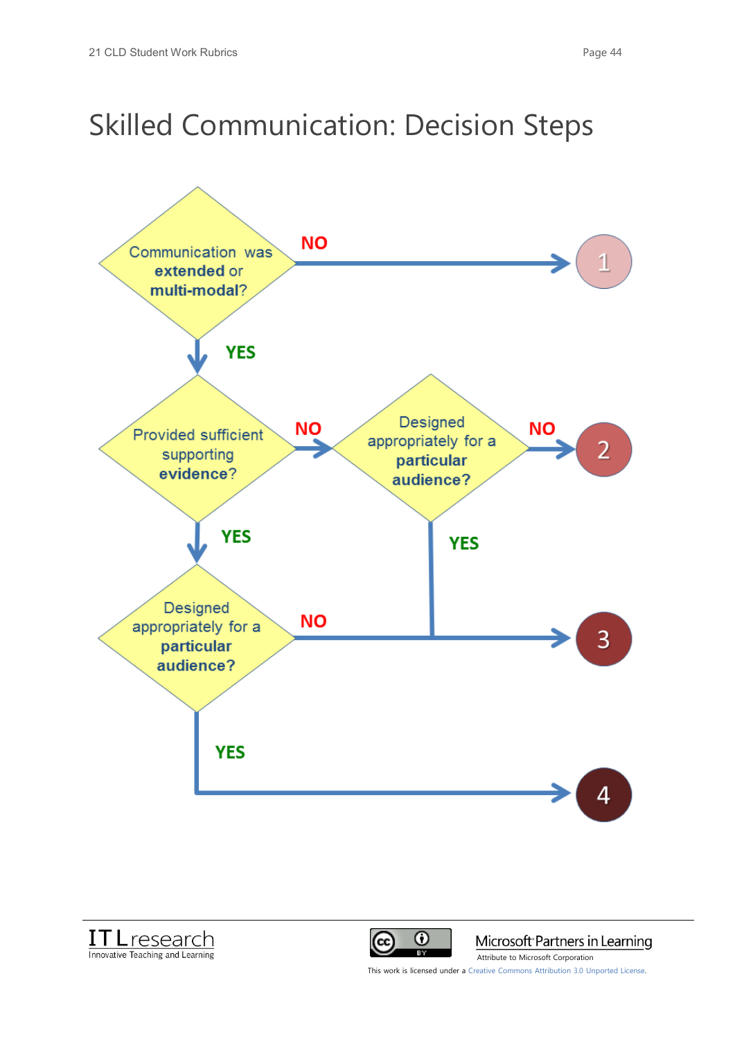# Skilled Communication: Decision Steps

Communication was **extended** or **multi-modal**?

NO

1

YES

Provided sufficient supporting **evidence**?

NO

Designed appropriately for a **particular audience?**

NO

2

YES

YES

Designed appropriately for a **particular audience?**

NO

3

YES

4